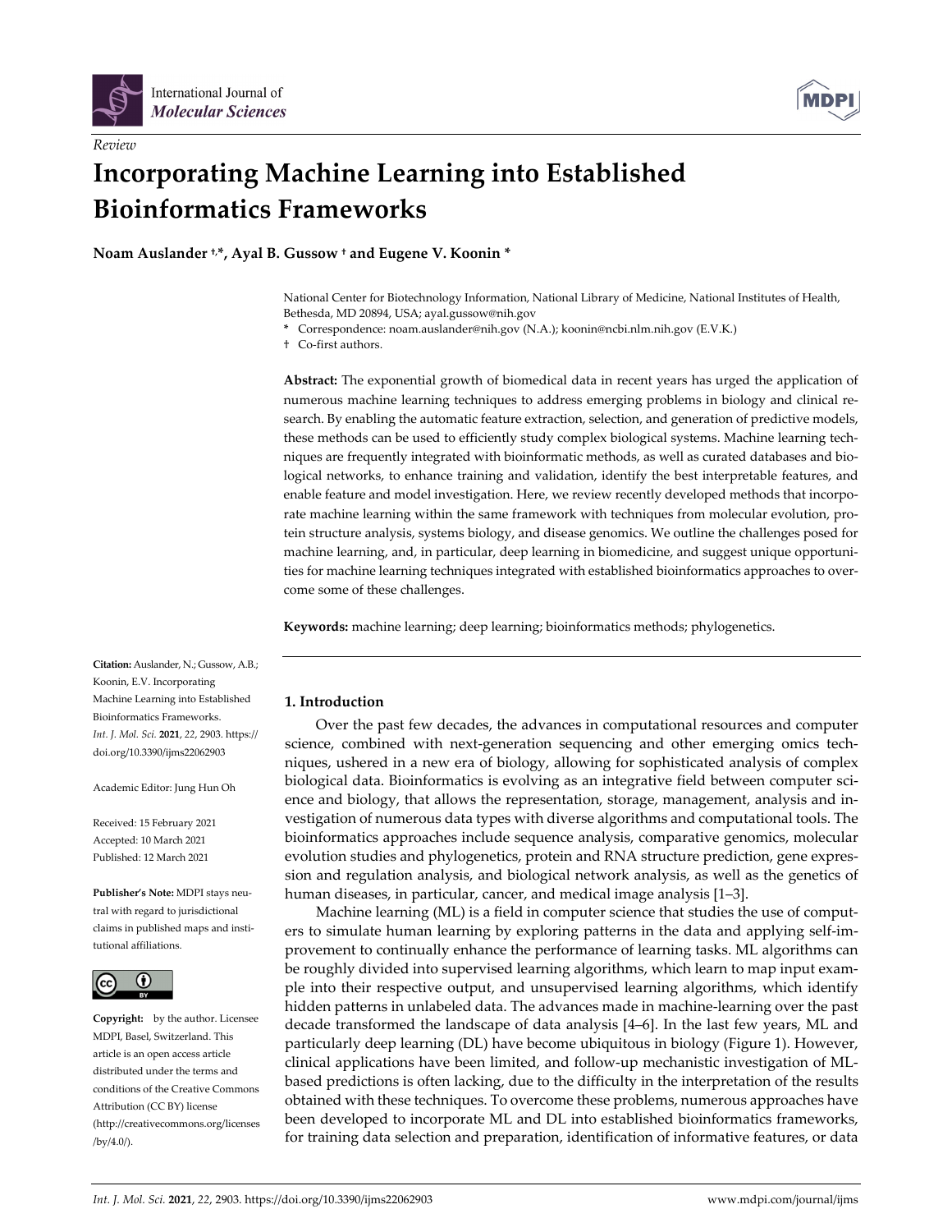*Review*

# Incorporating Machine Learning into Established Bioinformatics Frameworks

**Noam Auslander †,*, Ayal B. Gussow † and Eugene V. Koonin ***

National Center for Biotechnology Information, National Library of Medicine, National Institutes of Health, Bethesda, MD 20894, USA; ayal.gussow@nih.gov

\* Correspondence: noam.auslander@nih.gov (N.A.); koonin@ncbi.nlm.nih.gov (E.V.K.)

† Co-first authors.

**Abstract:** The exponential growth of biomedical data in recent years has urged the application of numerous machine learning techniques to address emerging problems in biology and clinical research. By enabling the automatic feature extraction, selection, and generation of predictive models, these methods can be used to efficiently study complex biological systems. Machine learning techniques are frequently integrated with bioinformatic methods, as well as curated databases and biological networks, to enhance training and validation, identify the best interpretable features, and enable feature and model investigation. Here, we review recently developed methods that incorporate machine learning within the same framework with techniques from molecular evolution, protein structure analysis, systems biology, and disease genomics. We outline the challenges posed for machine learning, and, in particular, deep learning in biomedicine, and suggest unique opportunities for machine learning techniques integrated with established bioinformatics approaches to overcome some of these challenges.

**Keywords:** machine learning; deep learning; bioinformatics methods; phylogenetics.

**Citation:** Auslander, N.; Gussow, A.B.; Koonin, E.V. Incorporating Machine Learning into Established Bioinformatics Frameworks. *Int. J. Mol. Sci.* **2021**, *22*, 2903. https://doi.org/10.3390/ijms22062903

Academic Editor: Jung Hun Oh

Received: 15 February 2021
Accepted: 10 March 2021
Published: 12 March 2021

**Publisher's Note:** MDPI stays neutral with regard to jurisdictional claims in published maps and institutional affiliations.

**Copyright:** by the author. Licensee MDPI, Basel, Switzerland. This article is an open access article distributed under the terms and conditions of the Creative Commons Attribution (CC BY) license (http://creativecommons.org/licenses/by/4.0/).

## 1. Introduction

Over the past few decades, the advances in computational resources and computer science, combined with next-generation sequencing and other emerging omics techniques, ushered in a new era of biology, allowing for sophisticated analysis of complex biological data. Bioinformatics is evolving as an integrative field between computer science and biology, that allows the representation, storage, management, analysis and investigation of numerous data types with diverse algorithms and computational tools. The bioinformatics approaches include sequence analysis, comparative genomics, molecular evolution studies and phylogenetics, protein and RNA structure prediction, gene expression and regulation analysis, and biological network analysis, as well as the genetics of human diseases, in particular, cancer, and medical image analysis [1–3].

Machine learning (ML) is a field in computer science that studies the use of computers to simulate human learning by exploring patterns in the data and applying self-improvement to continually enhance the performance of learning tasks. ML algorithms can be roughly divided into supervised learning algorithms, which learn to map input example into their respective output, and unsupervised learning algorithms, which identify hidden patterns in unlabeled data. The advances made in machine-learning over the past decade transformed the landscape of data analysis [4–6]. In the last few years, ML and particularly deep learning (DL) have become ubiquitous in biology (Figure 1). However, clinical applications have been limited, and follow-up mechanistic investigation of ML-based predictions is often lacking, due to the difficulty in the interpretation of the results obtained with these techniques. To overcome these problems, numerous approaches have been developed to incorporate ML and DL into established bioinformatics frameworks, for training data selection and preparation, identification of informative features, or data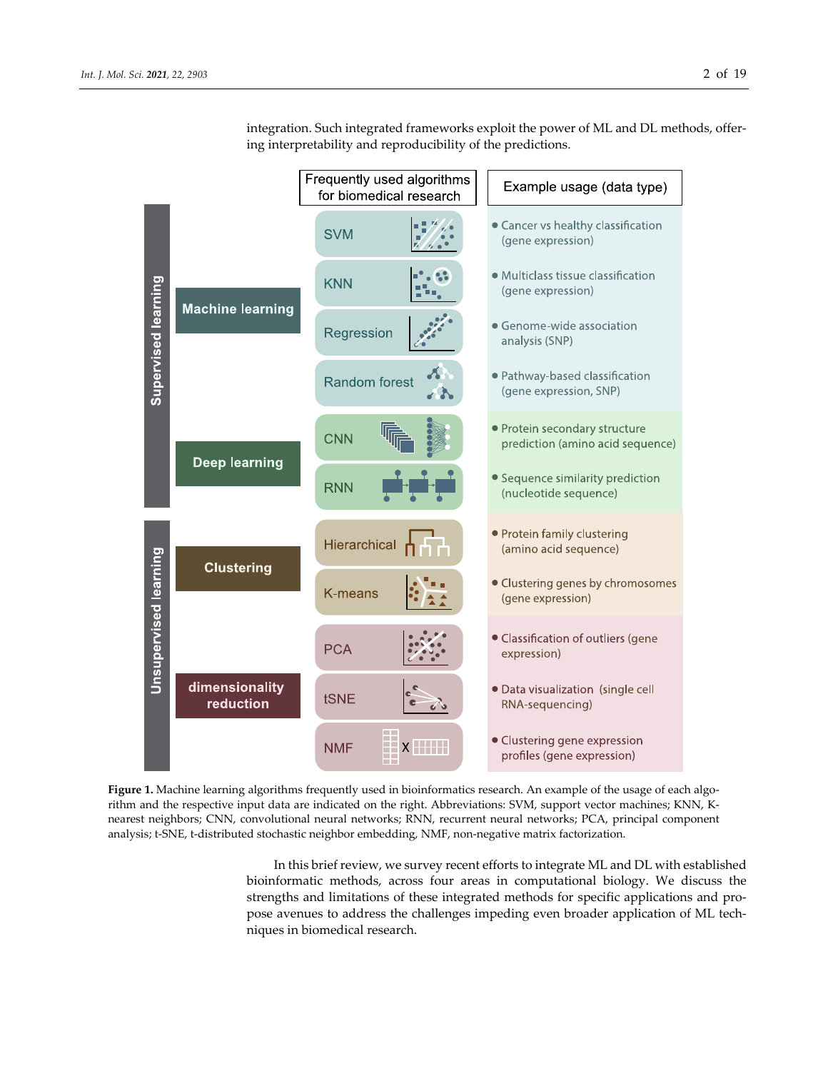integration. Such integrated frameworks exploit the power of ML and DL methods, offering interpretability and reproducibility of the predictions.

**Figure 1.** Machine learning algorithms frequently used in bioinformatics research. An example of the usage of each algorithm and the respective input data are indicated on the right. Abbreviations: SVM, support vector machines; KNN, K-nearest neighbors; CNN, convolutional neural networks; RNN, recurrent neural networks; PCA, principal component analysis; t-SNE, t-distributed stochastic neighbor embedding, NMF, non-negative matrix factorization.

In this brief review, we survey recent efforts to integrate ML and DL with established bioinformatic methods, across four areas in computational biology. We discuss the strengths and limitations of these integrated methods for specific applications and propose avenues to address the challenges impeding even broader application of ML techniques in biomedical research.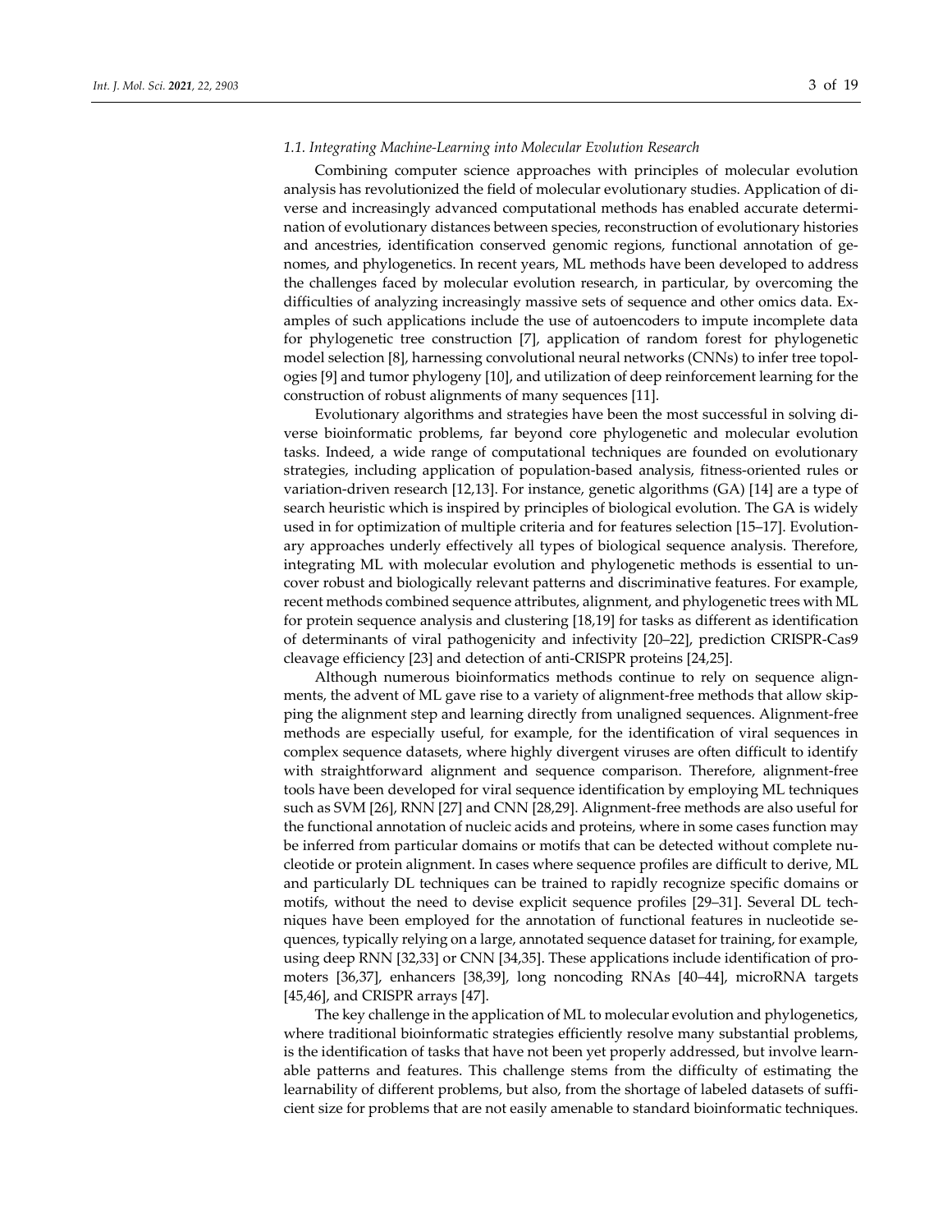### 1.1. Integrating Machine-Learning into Molecular Evolution Research

Combining computer science approaches with principles of molecular evolution analysis has revolutionized the field of molecular evolutionary studies. Application of diverse and increasingly advanced computational methods has enabled accurate determination of evolutionary distances between species, reconstruction of evolutionary histories and ancestries, identification conserved genomic regions, functional annotation of genomes, and phylogenetics. In recent years, ML methods have been developed to address the challenges faced by molecular evolution research, in particular, by overcoming the difficulties of analyzing increasingly massive sets of sequence and other omics data. Examples of such applications include the use of autoencoders to impute incomplete data for phylogenetic tree construction [7], application of random forest for phylogenetic model selection [8], harnessing convolutional neural networks (CNNs) to infer tree topologies [9] and tumor phylogeny [10], and utilization of deep reinforcement learning for the construction of robust alignments of many sequences [11].

Evolutionary algorithms and strategies have been the most successful in solving diverse bioinformatic problems, far beyond core phylogenetic and molecular evolution tasks. Indeed, a wide range of computational techniques are founded on evolutionary strategies, including application of population-based analysis, fitness-oriented rules or variation-driven research [12,13]. For instance, genetic algorithms (GA) [14] are a type of search heuristic which is inspired by principles of biological evolution. The GA is widely used in for optimization of multiple criteria and for features selection [15–17]. Evolutionary approaches underly effectively all types of biological sequence analysis. Therefore, integrating ML with molecular evolution and phylogenetic methods is essential to uncover robust and biologically relevant patterns and discriminative features. For example, recent methods combined sequence attributes, alignment, and phylogenetic trees with ML for protein sequence analysis and clustering [18,19] for tasks as different as identification of determinants of viral pathogenicity and infectivity [20–22], prediction CRISPR-Cas9 cleavage efficiency [23] and detection of anti-CRISPR proteins [24,25].

Although numerous bioinformatics methods continue to rely on sequence alignments, the advent of ML gave rise to a variety of alignment-free methods that allow skipping the alignment step and learning directly from unaligned sequences. Alignment-free methods are especially useful, for example, for the identification of viral sequences in complex sequence datasets, where highly divergent viruses are often difficult to identify with straightforward alignment and sequence comparison. Therefore, alignment-free tools have been developed for viral sequence identification by employing ML techniques such as SVM [26], RNN [27] and CNN [28,29]. Alignment-free methods are also useful for the functional annotation of nucleic acids and proteins, where in some cases function may be inferred from particular domains or motifs that can be detected without complete nucleotide or protein alignment. In cases where sequence profiles are difficult to derive, ML and particularly DL techniques can be trained to rapidly recognize specific domains or motifs, without the need to devise explicit sequence profiles [29–31]. Several DL techniques have been employed for the annotation of functional features in nucleotide sequences, typically relying on a large, annotated sequence dataset for training, for example, using deep RNN [32,33] or CNN [34,35]. These applications include identification of promoters [36,37], enhancers [38,39], long noncoding RNAs [40–44], microRNA targets [45,46], and CRISPR arrays [47].

The key challenge in the application of ML to molecular evolution and phylogenetics, where traditional bioinformatic strategies efficiently resolve many substantial problems, is the identification of tasks that have not been yet properly addressed, but involve learnable patterns and features. This challenge stems from the difficulty of estimating the learnability of different problems, but also, from the shortage of labeled datasets of sufficient size for problems that are not easily amenable to standard bioinformatic techniques.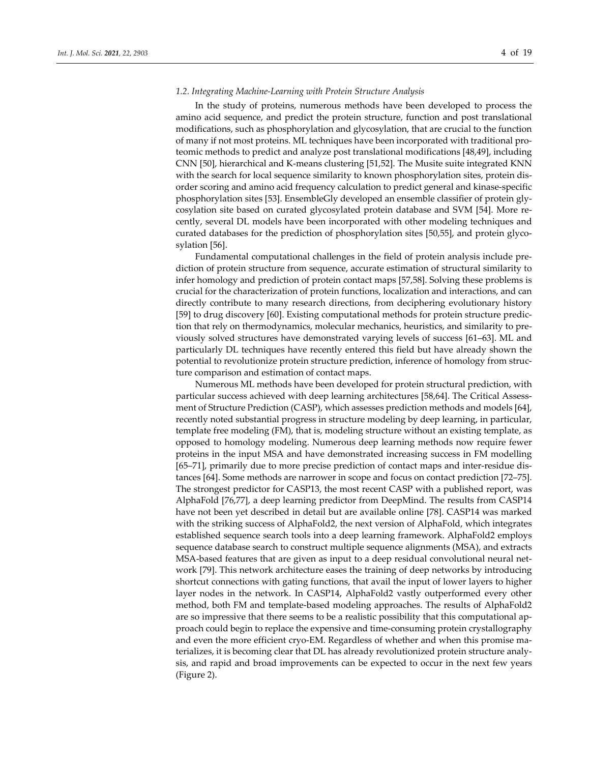### 1.2. Integrating Machine-Learning with Protein Structure Analysis

In the study of proteins, numerous methods have been developed to process the amino acid sequence, and predict the protein structure, function and post translational modifications, such as phosphorylation and glycosylation, that are crucial to the function of many if not most proteins. ML techniques have been incorporated with traditional proteomic methods to predict and analyze post translational modifications [48,49], including CNN [50], hierarchical and K-means clustering [51,52]. The Musite suite integrated KNN with the search for local sequence similarity to known phosphorylation sites, protein disorder scoring and amino acid frequency calculation to predict general and kinase-specific phosphorylation sites [53]. EnsembleGly developed an ensemble classifier of protein glycosylation site based on curated glycosylated protein database and SVM [54]. More recently, several DL models have been incorporated with other modeling techniques and curated databases for the prediction of phosphorylation sites [50,55], and protein glycosylation [56].

Fundamental computational challenges in the field of protein analysis include prediction of protein structure from sequence, accurate estimation of structural similarity to infer homology and prediction of protein contact maps [57,58]. Solving these problems is crucial for the characterization of protein functions, localization and interactions, and can directly contribute to many research directions, from deciphering evolutionary history [59] to drug discovery [60]. Existing computational methods for protein structure prediction that rely on thermodynamics, molecular mechanics, heuristics, and similarity to previously solved structures have demonstrated varying levels of success [61–63]. ML and particularly DL techniques have recently entered this field but have already shown the potential to revolutionize protein structure prediction, inference of homology from structure comparison and estimation of contact maps.

Numerous ML methods have been developed for protein structural prediction, with particular success achieved with deep learning architectures [58,64]. The Critical Assessment of Structure Prediction (CASP), which assesses prediction methods and models [64], recently noted substantial progress in structure modeling by deep learning, in particular, template free modeling (FM), that is, modeling structure without an existing template, as opposed to homology modeling. Numerous deep learning methods now require fewer proteins in the input MSA and have demonstrated increasing success in FM modelling [65–71], primarily due to more precise prediction of contact maps and inter-residue distances [64]. Some methods are narrower in scope and focus on contact prediction [72–75]. The strongest predictor for CASP13, the most recent CASP with a published report, was AlphaFold [76,77], a deep learning predictor from DeepMind. The results from CASP14 have not been yet described in detail but are available online [78]. CASP14 was marked with the striking success of AlphaFold2, the next version of AlphaFold, which integrates established sequence search tools into a deep learning framework. AlphaFold2 employs sequence database search to construct multiple sequence alignments (MSA), and extracts MSA-based features that are given as input to a deep residual convolutional neural network [79]. This network architecture eases the training of deep networks by introducing shortcut connections with gating functions, that avail the input of lower layers to higher layer nodes in the network. In CASP14, AlphaFold2 vastly outperformed every other method, both FM and template-based modeling approaches. The results of AlphaFold2 are so impressive that there seems to be a realistic possibility that this computational approach could begin to replace the expensive and time-consuming protein crystallography and even the more efficient cryo-EM. Regardless of whether and when this promise materializes, it is becoming clear that DL has already revolutionized protein structure analysis, and rapid and broad improvements can be expected to occur in the next few years (Figure 2).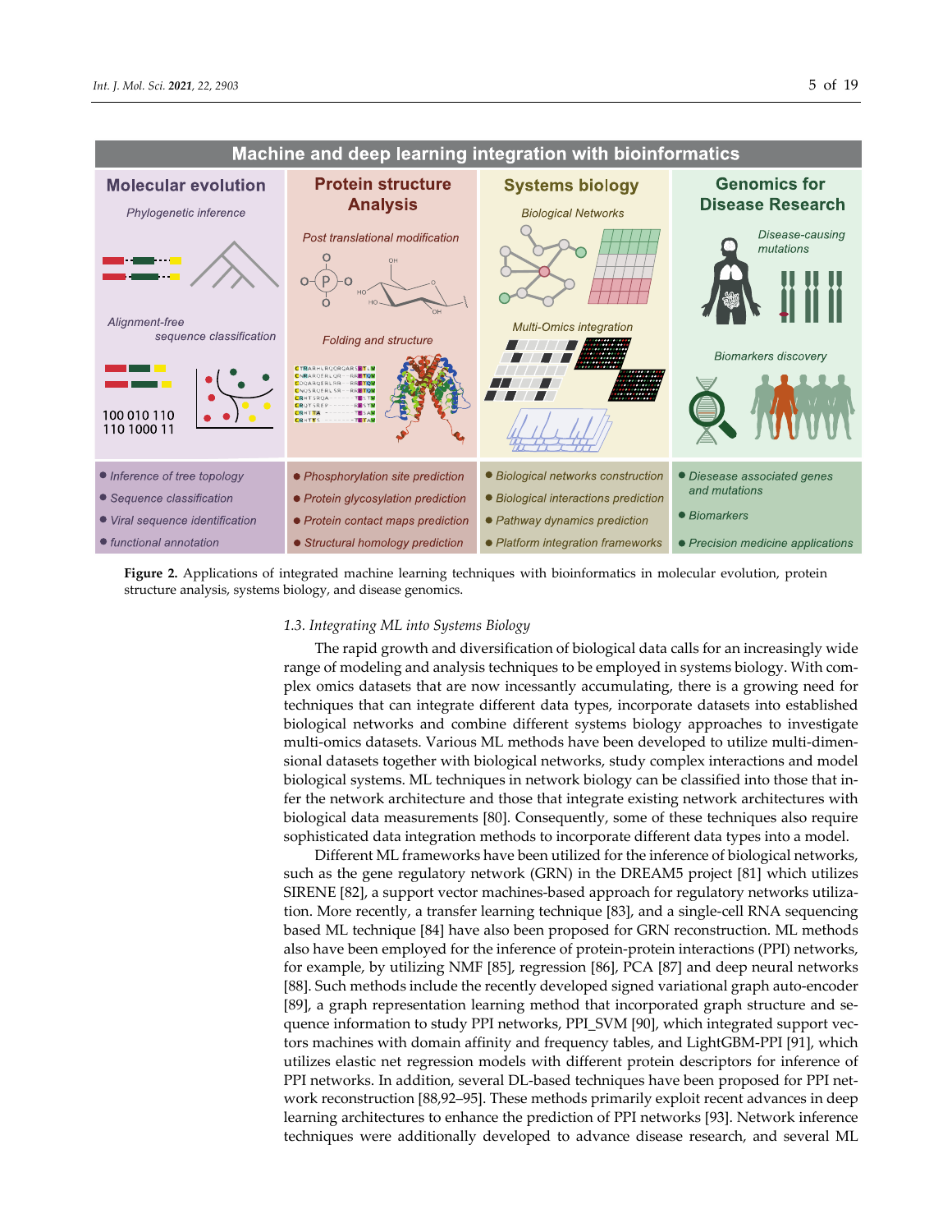**Figure 2.** Applications of integrated machine learning techniques with bioinformatics in molecular evolution, protein structure analysis, systems biology, and disease genomics.

### 1.3. Integrating ML into Systems Biology

The rapid growth and diversification of biological data calls for an increasingly wide range of modeling and analysis techniques to be employed in systems biology. With complex omics datasets that are now incessantly accumulating, there is a growing need for techniques that can integrate different data types, incorporate datasets into established biological networks and combine different systems biology approaches to investigate multi-omics datasets. Various ML methods have been developed to utilize multi-dimensional datasets together with biological networks, study complex interactions and model biological systems. ML techniques in network biology can be classified into those that infer the network architecture and those that integrate existing network architectures with biological data measurements [80]. Consequently, some of these techniques also require sophisticated data integration methods to incorporate different data types into a model.

Different ML frameworks have been utilized for the inference of biological networks, such as the gene regulatory network (GRN) in the DREAM5 project [81] which utilizes SIRENE [82], a support vector machines-based approach for regulatory networks utilization. More recently, a transfer learning technique [83], and a single-cell RNA sequencing based ML technique [84] have also been proposed for GRN reconstruction. ML methods also have been employed for the inference of protein-protein interactions (PPI) networks, for example, by utilizing NMF [85], regression [86], PCA [87] and deep neural networks [88]. Such methods include the recently developed signed variational graph auto-encoder [89], a graph representation learning method that incorporated graph structure and sequence information to study PPI networks, PPI_SVM [90], which integrated support vectors machines with domain affinity and frequency tables, and LightGBM-PPI [91], which utilizes elastic net regression models with different protein descriptors for inference of PPI networks. In addition, several DL-based techniques have been proposed for PPI network reconstruction [88,92–95]. These methods primarily exploit recent advances in deep learning architectures to enhance the prediction of PPI networks [93]. Network inference techniques were additionally developed to advance disease research, and several ML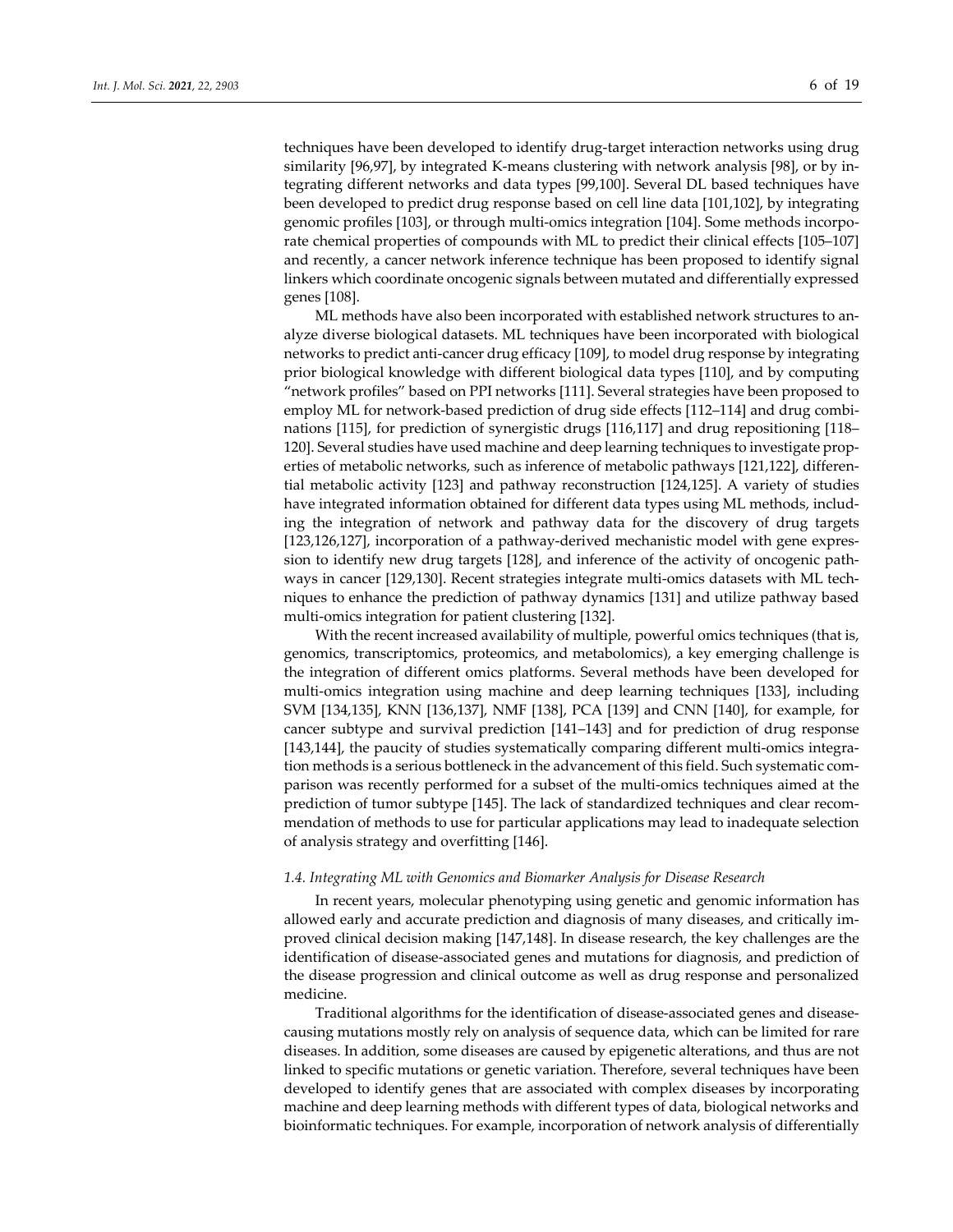techniques have been developed to identify drug-target interaction networks using drug similarity [96,97], by integrated K-means clustering with network analysis [98], or by integrating different networks and data types [99,100]. Several DL based techniques have been developed to predict drug response based on cell line data [101,102], by integrating genomic profiles [103], or through multi-omics integration [104]. Some methods incorporate chemical properties of compounds with ML to predict their clinical effects [105–107] and recently, a cancer network inference technique has been proposed to identify signal linkers which coordinate oncogenic signals between mutated and differentially expressed genes [108].

ML methods have also been incorporated with established network structures to analyze diverse biological datasets. ML techniques have been incorporated with biological networks to predict anti-cancer drug efficacy [109], to model drug response by integrating prior biological knowledge with different biological data types [110], and by computing "network profiles" based on PPI networks [111]. Several strategies have been proposed to employ ML for network-based prediction of drug side effects [112–114] and drug combinations [115], for prediction of synergistic drugs [116,117] and drug repositioning [118–120]. Several studies have used machine and deep learning techniques to investigate properties of metabolic networks, such as inference of metabolic pathways [121,122], differential metabolic activity [123] and pathway reconstruction [124,125]. A variety of studies have integrated information obtained for different data types using ML methods, including the integration of network and pathway data for the discovery of drug targets [123,126,127], incorporation of a pathway-derived mechanistic model with gene expression to identify new drug targets [128], and inference of the activity of oncogenic pathways in cancer [129,130]. Recent strategies integrate multi-omics datasets with ML techniques to enhance the prediction of pathway dynamics [131] and utilize pathway based multi-omics integration for patient clustering [132].

With the recent increased availability of multiple, powerful omics techniques (that is, genomics, transcriptomics, proteomics, and metabolomics), a key emerging challenge is the integration of different omics platforms. Several methods have been developed for multi-omics integration using machine and deep learning techniques [133], including SVM [134,135], KNN [136,137], NMF [138], PCA [139] and CNN [140], for example, for cancer subtype and survival prediction [141–143] and for prediction of drug response [143,144], the paucity of studies systematically comparing different multi-omics integration methods is a serious bottleneck in the advancement of this field. Such systematic comparison was recently performed for a subset of the multi-omics techniques aimed at the prediction of tumor subtype [145]. The lack of standardized techniques and clear recommendation of methods to use for particular applications may lead to inadequate selection of analysis strategy and overfitting [146].

### *1.4. Integrating ML with Genomics and Biomarker Analysis for Disease Research*

In recent years, molecular phenotyping using genetic and genomic information has allowed early and accurate prediction and diagnosis of many diseases, and critically improved clinical decision making [147,148]. In disease research, the key challenges are the identification of disease-associated genes and mutations for diagnosis, and prediction of the disease progression and clinical outcome as well as drug response and personalized medicine.

Traditional algorithms for the identification of disease-associated genes and disease-causing mutations mostly rely on analysis of sequence data, which can be limited for rare diseases. In addition, some diseases are caused by epigenetic alterations, and thus are not linked to specific mutations or genetic variation. Therefore, several techniques have been developed to identify genes that are associated with complex diseases by incorporating machine and deep learning methods with different types of data, biological networks and bioinformatic techniques. For example, incorporation of network analysis of differentially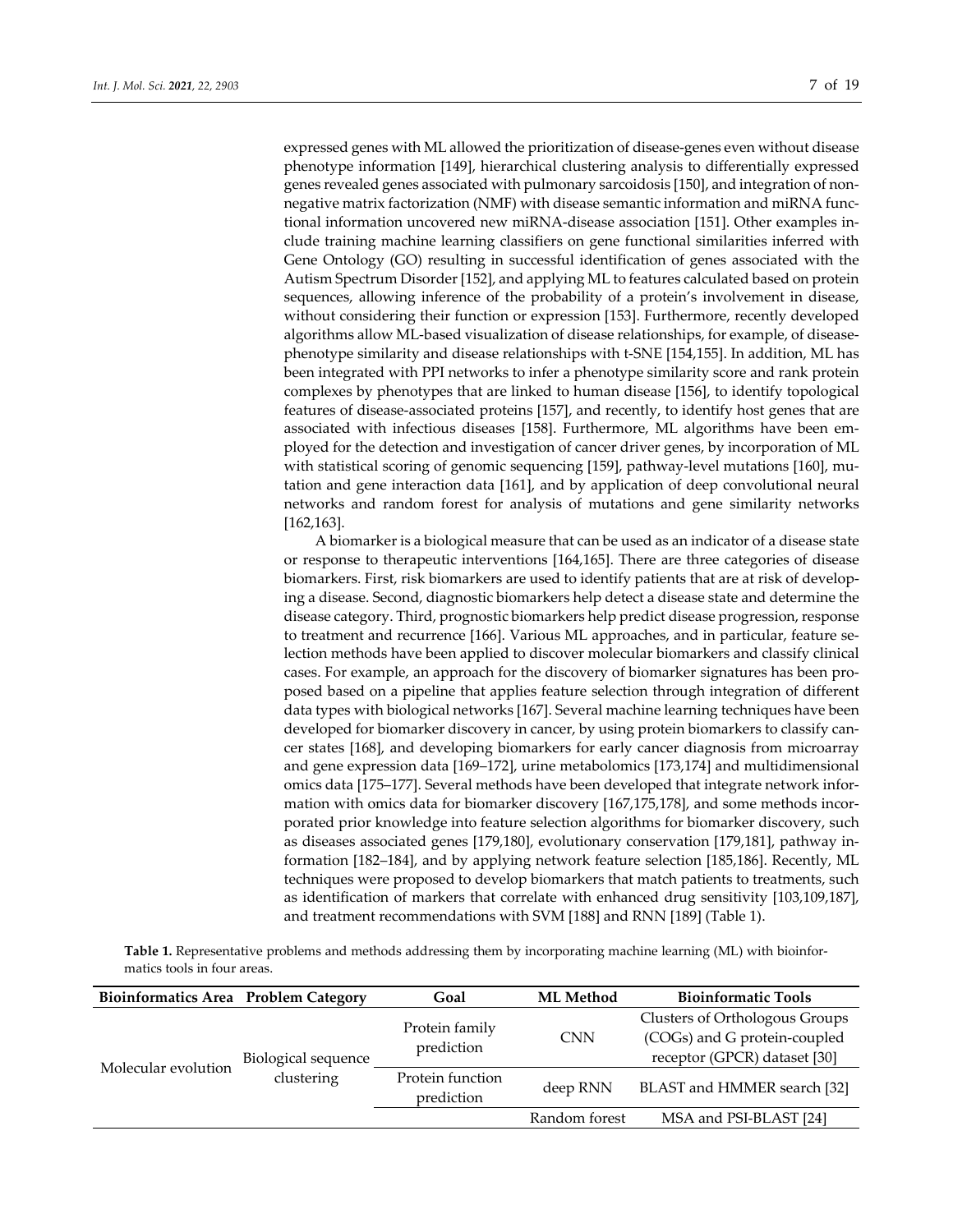expressed genes with ML allowed the prioritization of disease-genes even without disease phenotype information [149], hierarchical clustering analysis to differentially expressed genes revealed genes associated with pulmonary sarcoidosis [150], and integration of non-negative matrix factorization (NMF) with disease semantic information and miRNA functional information uncovered new miRNA-disease association [151]. Other examples include training machine learning classifiers on gene functional similarities inferred with Gene Ontology (GO) resulting in successful identification of genes associated with the Autism Spectrum Disorder [152], and applying ML to features calculated based on protein sequences, allowing inference of the probability of a protein's involvement in disease, without considering their function or expression [153]. Furthermore, recently developed algorithms allow ML-based visualization of disease relationships, for example, of disease-phenotype similarity and disease relationships with t-SNE [154,155]. In addition, ML has been integrated with PPI networks to infer a phenotype similarity score and rank protein complexes by phenotypes that are linked to human disease [156], to identify topological features of disease-associated proteins [157], and recently, to identify host genes that are associated with infectious diseases [158]. Furthermore, ML algorithms have been employed for the detection and investigation of cancer driver genes, by incorporation of ML with statistical scoring of genomic sequencing [159], pathway-level mutations [160], mutation and gene interaction data [161], and by application of deep convolutional neural networks and random forest for analysis of mutations and gene similarity networks [162,163].

A biomarker is a biological measure that can be used as an indicator of a disease state or response to therapeutic interventions [164,165]. There are three categories of disease biomarkers. First, risk biomarkers are used to identify patients that are at risk of developing a disease. Second, diagnostic biomarkers help detect a disease state and determine the disease category. Third, prognostic biomarkers help predict disease progression, response to treatment and recurrence [166]. Various ML approaches, and in particular, feature selection methods have been applied to discover molecular biomarkers and classify clinical cases. For example, an approach for the discovery of biomarker signatures has been proposed based on a pipeline that applies feature selection through integration of different data types with biological networks [167]. Several machine learning techniques have been developed for biomarker discovery in cancer, by using protein biomarkers to classify cancer states [168], and developing biomarkers for early cancer diagnosis from microarray and gene expression data [169–172], urine metabolomics [173,174] and multidimensional omics data [175–177]. Several methods have been developed that integrate network information with omics data for biomarker discovery [167,175,178], and some methods incorporated prior knowledge into feature selection algorithms for biomarker discovery, such as diseases associated genes [179,180], evolutionary conservation [179,181], pathway information [182–184], and by applying network feature selection [185,186]. Recently, ML techniques were proposed to develop biomarkers that match patients to treatments, such as identification of markers that correlate with enhanced drug sensitivity [103,109,187], and treatment recommendations with SVM [188] and RNN [189] (Table 1).

**Table 1.** Representative problems and methods addressing them by incorporating machine learning (ML) with bioinformatics tools in four areas.

| Bioinformatics Area | Problem Category | Goal | ML Method | Bioinformatic Tools |
|---|---|---|---|---|
| Molecular evolution | Biological sequence clustering | Protein family prediction | CNN | Clusters of Orthologous Groups (COGs) and G protein-coupled receptor (GPCR) dataset [30] |
| | | Protein function prediction | deep RNN | BLAST and HMMER search [32] |
| | | | Random forest | MSA and PSI-BLAST [24] |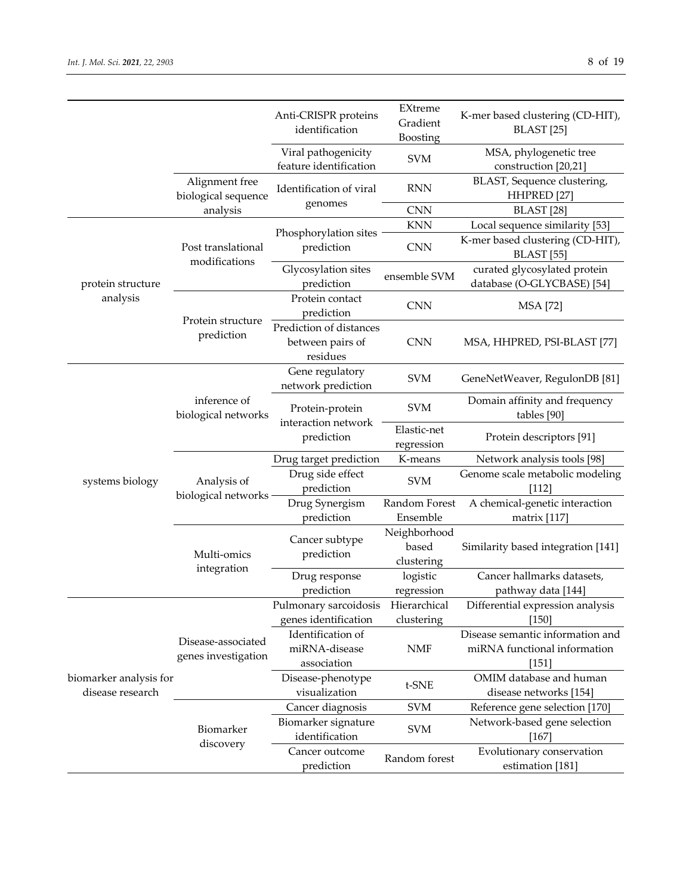| | | | | |
|---|---|---|---|---|
| | | Anti-CRISPR proteins identification | EXtreme Gradient Boosting | K-mer based clustering (CD-HIT), BLAST [25] |
| | | Viral pathogenicity feature identification | SVM | MSA, phylogenetic tree construction [20,21] |
| | Alignment free biological sequence analysis | Identification of viral genomes | RNN | BLAST, Sequence clustering, HHPRED [27] |
| | | | CNN | BLAST [28] |
| protein structure analysis | Post translational modifications | Phosphorylation sites prediction | KNN | Local sequence similarity [53] |
| | | | CNN | K-mer based clustering (CD-HIT), BLAST [55] |
| | | Glycosylation sites prediction | ensemble SVM | curated glycosylated protein database (O-GLYCBASE) [54] |
| | Protein structure prediction | Protein contact prediction | CNN | MSA [72] |
| | | Prediction of distances between pairs of residues | CNN | MSA, HHPRED, PSI-BLAST [77] |
| systems biology | inference of biological networks | Gene regulatory network prediction | SVM | GeneNetWeaver, RegulonDB [81] |
| | | Protein-protein interaction network prediction | SVM | Domain affinity and frequency tables [90] |
| | | | Elastic-net regression | Protein descriptors [91] |
| | Analysis of biological networks | Drug target prediction | K-means | Network analysis tools [98] |
| | | Drug side effect prediction | SVM | Genome scale metabolic modeling [112] |
| | | Drug Synergism prediction | Random Forest Ensemble | A chemical-genetic interaction matrix [117] |
| | Multi-omics integration | Cancer subtype prediction | Neighborhood based clustering | Similarity based integration [141] |
| | | Drug response prediction | logistic regression | Cancer hallmarks datasets, pathway data [144] |
| biomarker analysis for disease research | Disease-associated genes investigation | Pulmonary sarcoidosis genes identification | Hierarchical clustering | Differential expression analysis [150] |
| | | Identification of miRNA-disease association | NMF | Disease semantic information and miRNA functional information [151] |
| | | Disease-phenotype visualization | t-SNE | OMIM database and human disease networks [154] |
| | Biomarker discovery | Cancer diagnosis | SVM | Reference gene selection [170] |
| | | Biomarker signature identification | SVM | Network-based gene selection [167] |
| | | Cancer outcome prediction | Random forest | Evolutionary conservation estimation [181] |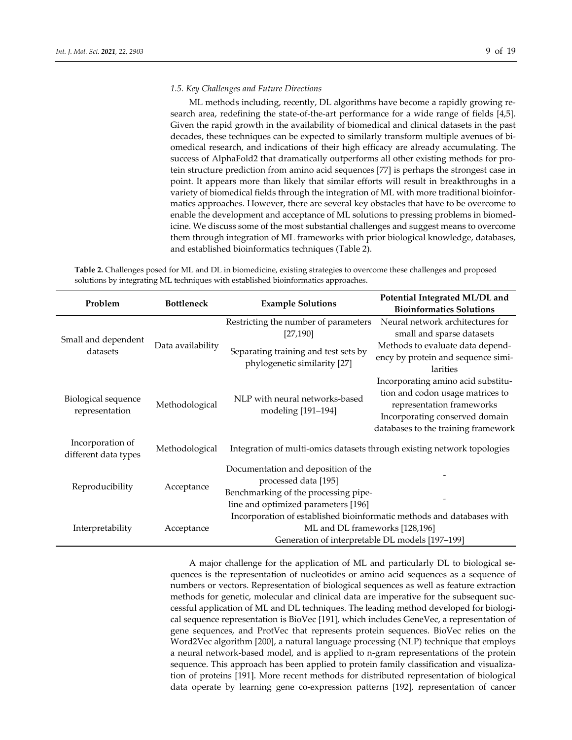### 1.5. Key Challenges and Future Directions

ML methods including, recently, DL algorithms have become a rapidly growing research area, redefining the state-of-the-art performance for a wide range of fields [4,5]. Given the rapid growth in the availability of biomedical and clinical datasets in the past decades, these techniques can be expected to similarly transform multiple avenues of biomedical research, and indications of their high efficacy are already accumulating. The success of AlphaFold2 that dramatically outperforms all other existing methods for protein structure prediction from amino acid sequences [77] is perhaps the strongest case in point. It appears more than likely that similar efforts will result in breakthroughs in a variety of biomedical fields through the integration of ML with more traditional bioinformatics approaches. However, there are several key obstacles that have to be overcome to enable the development and acceptance of ML solutions to pressing problems in biomedicine. We discuss some of the most substantial challenges and suggest means to overcome them through integration of ML frameworks with prior biological knowledge, databases, and established bioinformatics techniques (Table 2).

**Table 2.** Challenges posed for ML and DL in biomedicine, existing strategies to overcome these challenges and proposed solutions by integrating ML techniques with established bioinformatics approaches.

| Problem | Bottleneck | Example Solutions | Potential Integrated ML/DL and Bioinformatics Solutions |
|---|---|---|---|
| Small and dependent datasets | Data availability | Restricting the number of parameters [27,190] | Neural network architectures for small and sparse datasets |
| | | Separating training and test sets by phylogenetic similarity [27] | Methods to evaluate data dependency by protein and sequence similarities |
| Biological sequence representation | Methodological | NLP with neural networks-based modeling [191–194] | Incorporating amino acid substitution and codon usage matrices to representation frameworks |
| | | | Incorporating conserved domain databases to the training framework |
| Incorporation of different data types | Methodological | Integration of multi-omics datasets through existing network topologies | |
| Reproducibility | Acceptance | Documentation and deposition of the processed data [195] | - |
| | | Benchmarking of the processing pipeline and optimized parameters [196] | - |
| Interpretability | Acceptance | Incorporation of established bioinformatic methods and databases with ML and DL frameworks [128,196] | |
| | | Generation of interpretable DL models [197–199] | |

A major challenge for the application of ML and particularly DL to biological sequences is the representation of nucleotides or amino acid sequences as a sequence of numbers or vectors. Representation of biological sequences as well as feature extraction methods for genetic, molecular and clinical data are imperative for the subsequent successful application of ML and DL techniques. The leading method developed for biological sequence representation is BioVec [191], which includes GeneVec, a representation of gene sequences, and ProtVec that represents protein sequences. BioVec relies on the Word2Vec algorithm [200], a natural language processing (NLP) technique that employs a neural network-based model, and is applied to n-gram representations of the protein sequence. This approach has been applied to protein family classification and visualization of proteins [191]. More recent methods for distributed representation of biological data operate by learning gene co-expression patterns [192], representation of cancer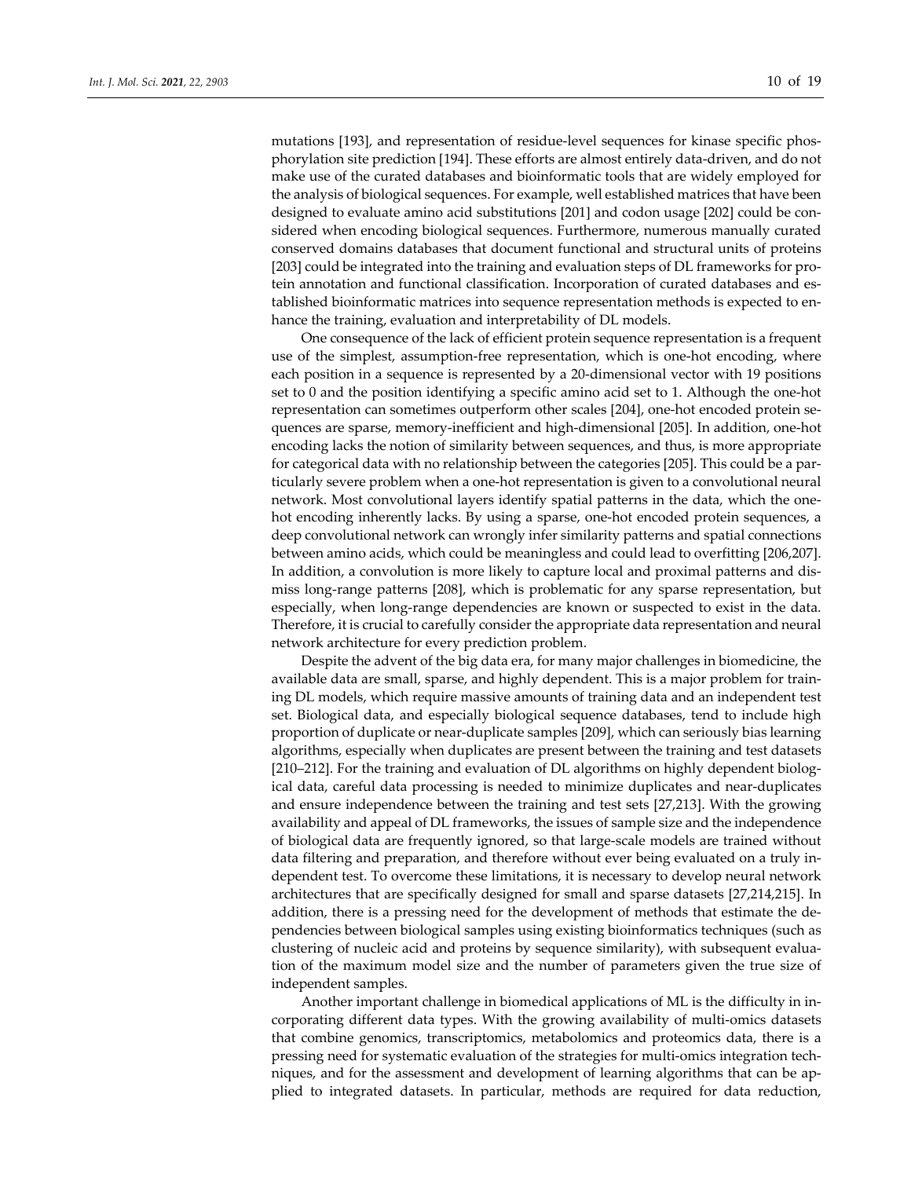mutations [193], and representation of residue-level sequences for kinase specific phosphorylation site prediction [194]. These efforts are almost entirely data-driven, and do not make use of the curated databases and bioinformatic tools that are widely employed for the analysis of biological sequences. For example, well established matrices that have been designed to evaluate amino acid substitutions [201] and codon usage [202] could be considered when encoding biological sequences. Furthermore, numerous manually curated conserved domains databases that document functional and structural units of proteins [203] could be integrated into the training and evaluation steps of DL frameworks for protein annotation and functional classification. Incorporation of curated databases and established bioinformatic matrices into sequence representation methods is expected to enhance the training, evaluation and interpretability of DL models.

One consequence of the lack of efficient protein sequence representation is a frequent use of the simplest, assumption-free representation, which is one-hot encoding, where each position in a sequence is represented by a 20-dimensional vector with 19 positions set to 0 and the position identifying a specific amino acid set to 1. Although the one-hot representation can sometimes outperform other scales [204], one-hot encoded protein sequences are sparse, memory-inefficient and high-dimensional [205]. In addition, one-hot encoding lacks the notion of similarity between sequences, and thus, is more appropriate for categorical data with no relationship between the categories [205]. This could be a particularly severe problem when a one-hot representation is given to a convolutional neural network. Most convolutional layers identify spatial patterns in the data, which the one-hot encoding inherently lacks. By using a sparse, one-hot encoded protein sequences, a deep convolutional network can wrongly infer similarity patterns and spatial connections between amino acids, which could be meaningless and could lead to overfitting [206,207]. In addition, a convolution is more likely to capture local and proximal patterns and dismiss long-range patterns [208], which is problematic for any sparse representation, but especially, when long-range dependencies are known or suspected to exist in the data. Therefore, it is crucial to carefully consider the appropriate data representation and neural network architecture for every prediction problem.

Despite the advent of the big data era, for many major challenges in biomedicine, the available data are small, sparse, and highly dependent. This is a major problem for training DL models, which require massive amounts of training data and an independent test set. Biological data, and especially biological sequence databases, tend to include high proportion of duplicate or near-duplicate samples [209], which can seriously bias learning algorithms, especially when duplicates are present between the training and test datasets [210–212]. For the training and evaluation of DL algorithms on highly dependent biological data, careful data processing is needed to minimize duplicates and near-duplicates and ensure independence between the training and test sets [27,213]. With the growing availability and appeal of DL frameworks, the issues of sample size and the independence of biological data are frequently ignored, so that large-scale models are trained without data filtering and preparation, and therefore without ever being evaluated on a truly independent test. To overcome these limitations, it is necessary to develop neural network architectures that are specifically designed for small and sparse datasets [27,214,215]. In addition, there is a pressing need for the development of methods that estimate the dependencies between biological samples using existing bioinformatics techniques (such as clustering of nucleic acid and proteins by sequence similarity), with subsequent evaluation of the maximum model size and the number of parameters given the true size of independent samples.

Another important challenge in biomedical applications of ML is the difficulty in incorporating different data types. With the growing availability of multi-omics datasets that combine genomics, transcriptomics, metabolomics and proteomics data, there is a pressing need for systematic evaluation of the strategies for multi-omics integration techniques, and for the assessment and development of learning algorithms that can be applied to integrated datasets. In particular, methods are required for data reduction,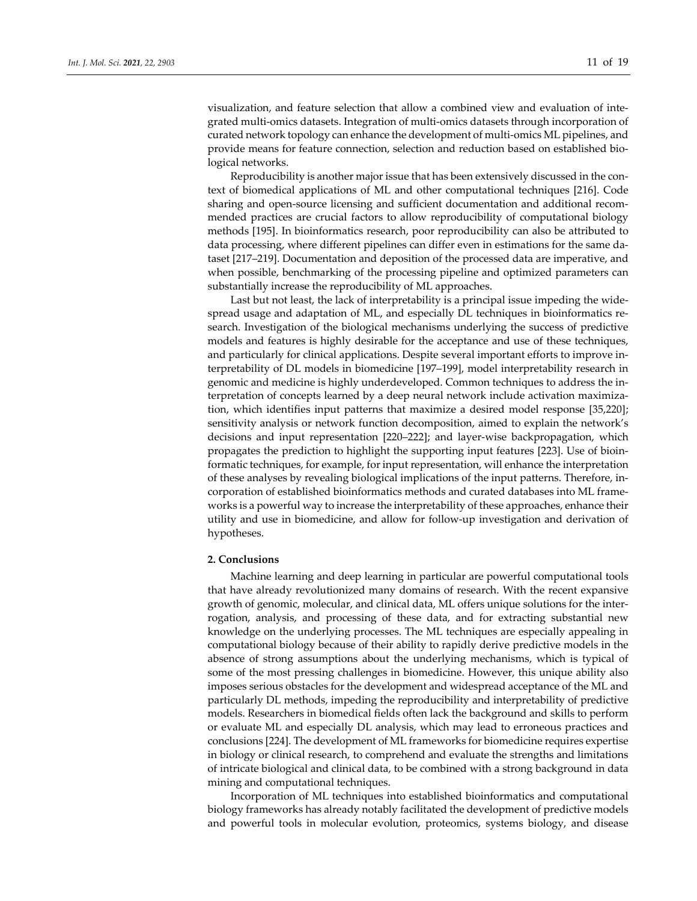visualization, and feature selection that allow a combined view and evaluation of integrated multi-omics datasets. Integration of multi-omics datasets through incorporation of curated network topology can enhance the development of multi-omics ML pipelines, and provide means for feature connection, selection and reduction based on established biological networks.

Reproducibility is another major issue that has been extensively discussed in the context of biomedical applications of ML and other computational techniques [216]. Code sharing and open-source licensing and sufficient documentation and additional recommended practices are crucial factors to allow reproducibility of computational biology methods [195]. In bioinformatics research, poor reproducibility can also be attributed to data processing, where different pipelines can differ even in estimations for the same dataset [217–219]. Documentation and deposition of the processed data are imperative, and when possible, benchmarking of the processing pipeline and optimized parameters can substantially increase the reproducibility of ML approaches.

Last but not least, the lack of interpretability is a principal issue impeding the widespread usage and adaptation of ML, and especially DL techniques in bioinformatics research. Investigation of the biological mechanisms underlying the success of predictive models and features is highly desirable for the acceptance and use of these techniques, and particularly for clinical applications. Despite several important efforts to improve interpretability of DL models in biomedicine [197–199], model interpretability research in genomic and medicine is highly underdeveloped. Common techniques to address the interpretation of concepts learned by a deep neural network include activation maximization, which identifies input patterns that maximize a desired model response [35,220]; sensitivity analysis or network function decomposition, aimed to explain the network's decisions and input representation [220–222]; and layer-wise backpropagation, which propagates the prediction to highlight the supporting input features [223]. Use of bioinformatic techniques, for example, for input representation, will enhance the interpretation of these analyses by revealing biological implications of the input patterns. Therefore, incorporation of established bioinformatics methods and curated databases into ML frameworks is a powerful way to increase the interpretability of these approaches, enhance their utility and use in biomedicine, and allow for follow-up investigation and derivation of hypotheses.

## 2. Conclusions

Machine learning and deep learning in particular are powerful computational tools that have already revolutionized many domains of research. With the recent expansive growth of genomic, molecular, and clinical data, ML offers unique solutions for the interrogation, analysis, and processing of these data, and for extracting substantial new knowledge on the underlying processes. The ML techniques are especially appealing in computational biology because of their ability to rapidly derive predictive models in the absence of strong assumptions about the underlying mechanisms, which is typical of some of the most pressing challenges in biomedicine. However, this unique ability also imposes serious obstacles for the development and widespread acceptance of the ML and particularly DL methods, impeding the reproducibility and interpretability of predictive models. Researchers in biomedical fields often lack the background and skills to perform or evaluate ML and especially DL analysis, which may lead to erroneous practices and conclusions [224]. The development of ML frameworks for biomedicine requires expertise in biology or clinical research, to comprehend and evaluate the strengths and limitations of intricate biological and clinical data, to be combined with a strong background in data mining and computational techniques.

Incorporation of ML techniques into established bioinformatics and computational biology frameworks has already notably facilitated the development of predictive models and powerful tools in molecular evolution, proteomics, systems biology, and disease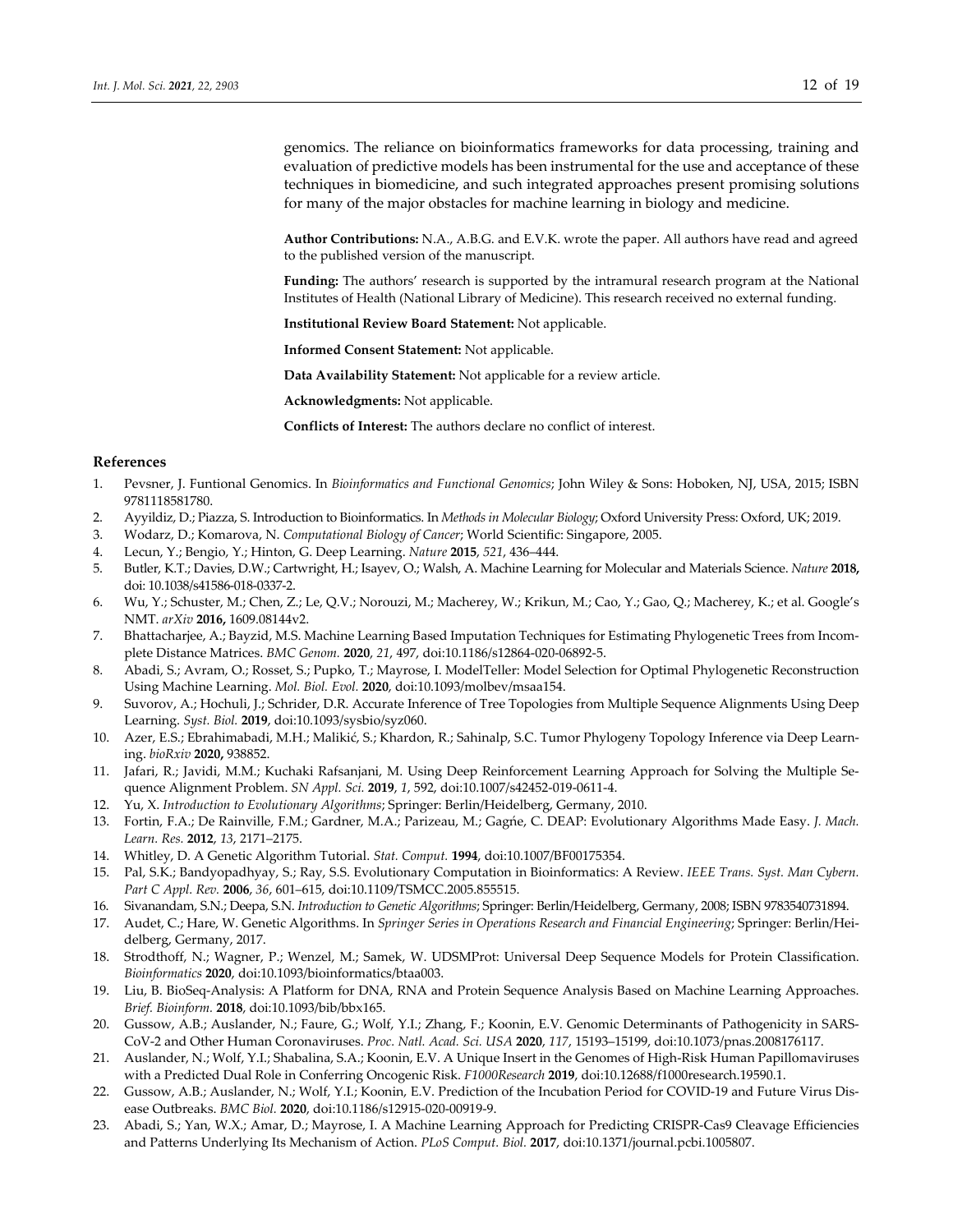genomics. The reliance on bioinformatics frameworks for data processing, training and evaluation of predictive models has been instrumental for the use and acceptance of these techniques in biomedicine, and such integrated approaches present promising solutions for many of the major obstacles for machine learning in biology and medicine.

**Author Contributions:** N.A., A.B.G. and E.V.K. wrote the paper. All authors have read and agreed to the published version of the manuscript.

**Funding:** The authors' research is supported by the intramural research program at the National Institutes of Health (National Library of Medicine). This research received no external funding.

**Institutional Review Board Statement:** Not applicable.

**Informed Consent Statement:** Not applicable.

**Data Availability Statement:** Not applicable for a review article.

**Acknowledgments:** Not applicable.

**Conflicts of Interest:** The authors declare no conflict of interest.

## References

1. Pevsner, J. Funtional Genomics. In *Bioinformatics and Functional Genomics*; John Wiley & Sons: Hoboken, NJ, USA, 2015; ISBN 9781118581780.
2. Ayyildiz, D.; Piazza, S. Introduction to Bioinformatics. In *Methods in Molecular Biology*; Oxford University Press: Oxford, UK; 2019.
3. Wodarz, D.; Komarova, N. *Computational Biology of Cancer*; World Scientific: Singapore, 2005.
4. Lecun, Y.; Bengio, Y.; Hinton, G. Deep Learning. *Nature* **2015**, *521*, 436–444.
5. Butler, K.T.; Davies, D.W.; Cartwright, H.; Isayev, O.; Walsh, A. Machine Learning for Molecular and Materials Science. *Nature* **2018,** doi: 10.1038/s41586-018-0337-2.
6. Wu, Y.; Schuster, M.; Chen, Z.; Le, Q.V.; Norouzi, M.; Macherey, W.; Krikun, M.; Cao, Y.; Gao, Q.; Macherey, K.; et al. Google's NMT. *arXiv* **2016,** 1609.08144v2.
7. Bhattacharjee, A.; Bayzid, M.S. Machine Learning Based Imputation Techniques for Estimating Phylogenetic Trees from Incomplete Distance Matrices. *BMC Genom.* **2020**, *21*, 497, doi:10.1186/s12864-020-06892-5.
8. Abadi, S.; Avram, O.; Rosset, S.; Pupko, T.; Mayrose, I. ModelTeller: Model Selection for Optimal Phylogenetic Reconstruction Using Machine Learning. *Mol. Biol. Evol.* **2020**, doi:10.1093/molbev/msaa154.
9. Suvorov, A.; Hochuli, J.; Schrider, D.R. Accurate Inference of Tree Topologies from Multiple Sequence Alignments Using Deep Learning. *Syst. Biol.* **2019**, doi:10.1093/sysbio/syz060.
10. Azer, E.S.; Ebrahimabadi, M.H.; Malikić, S.; Khardon, R.; Sahinalp, S.C. Tumor Phylogeny Topology Inference via Deep Learning. *bioRxiv* **2020,** 938852.
11. Jafari, R.; Javidi, M.M.; Kuchaki Rafsanjani, M. Using Deep Reinforcement Learning Approach for Solving the Multiple Sequence Alignment Problem. *SN Appl. Sci.* **2019**, *1*, 592, doi:10.1007/s42452-019-0611-4.
12. Yu, X. *Introduction to Evolutionary Algorithms*; Springer: Berlin/Heidelberg, Germany, 2010.
13. Fortin, F.A.; De Rainville, F.M.; Gardner, M.A.; Parizeau, M.; Gagńe, C. DEAP: Evolutionary Algorithms Made Easy. *J. Mach. Learn. Res.* **2012**, *13*, 2171–2175.
14. Whitley, D. A Genetic Algorithm Tutorial. *Stat. Comput.* **1994**, doi:10.1007/BF00175354.
15. Pal, S.K.; Bandyopadhyay, S.; Ray, S.S. Evolutionary Computation in Bioinformatics: A Review. *IEEE Trans. Syst. Man Cybern. Part C Appl. Rev.* **2006**, *36*, 601–615, doi:10.1109/TSMCC.2005.855515.
16. Sivanandam, S.N.; Deepa, S.N. *Introduction to Genetic Algorithms*; Springer: Berlin/Heidelberg, Germany, 2008; ISBN 9783540731894.
17. Audet, C.; Hare, W. Genetic Algorithms. In *Springer Series in Operations Research and Financial Engineering*; Springer: Berlin/Heidelberg, Germany, 2017.
18. Strodthoff, N.; Wagner, P.; Wenzel, M.; Samek, W. UDSMProt: Universal Deep Sequence Models for Protein Classification. *Bioinformatics* **2020**, doi:10.1093/bioinformatics/btaa003.
19. Liu, B. BioSeq-Analysis: A Platform for DNA, RNA and Protein Sequence Analysis Based on Machine Learning Approaches. *Brief. Bioinform.* **2018**, doi:10.1093/bib/bbx165.
20. Gussow, A.B.; Auslander, N.; Faure, G.; Wolf, Y.I.; Zhang, F.; Koonin, E.V. Genomic Determinants of Pathogenicity in SARS-CoV-2 and Other Human Coronaviruses. *Proc. Natl. Acad. Sci. USA* **2020**, *117*, 15193–15199, doi:10.1073/pnas.2008176117.
21. Auslander, N.; Wolf, Y.I.; Shabalina, S.A.; Koonin, E.V. A Unique Insert in the Genomes of High-Risk Human Papillomaviruses with a Predicted Dual Role in Conferring Oncogenic Risk. *F1000Research* **2019**, doi:10.12688/f1000research.19590.1.
22. Gussow, A.B.; Auslander, N.; Wolf, Y.I.; Koonin, E.V. Prediction of the Incubation Period for COVID-19 and Future Virus Disease Outbreaks. *BMC Biol.* **2020**, doi:10.1186/s12915-020-00919-9.
23. Abadi, S.; Yan, W.X.; Amar, D.; Mayrose, I. A Machine Learning Approach for Predicting CRISPR-Cas9 Cleavage Efficiencies and Patterns Underlying Its Mechanism of Action. *PLoS Comput. Biol.* **2017**, doi:10.1371/journal.pcbi.1005807.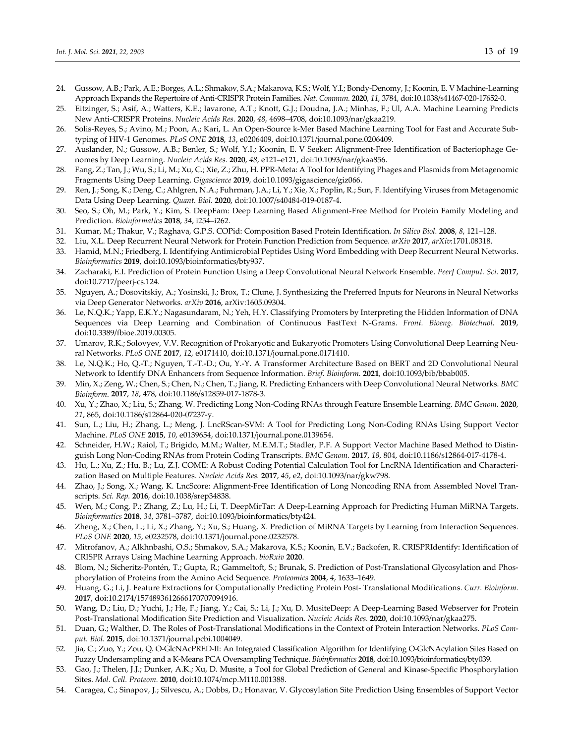24. Gussow, A.B.; Park, A.E.; Borges, A.L.; Shmakov, S.A.; Makarova, K.S.; Wolf, Y.I.; Bondy-Denomy, J.; Koonin, E. V Machine-Learning Approach Expands the Repertoire of Anti-CRISPR Protein Families. *Nat. Commun.* **2020**, *11*, 3784, doi:10.1038/s41467-020-17652-0.
25. Eitzinger, S.; Asif, A.; Watters, K.E.; Iavarone, A.T.; Knott, G.J.; Doudna, J.A.; Minhas, F.; Ul, A.A. Machine Learning Predicts New Anti-CRISPR Proteins. *Nucleic Acids Res.* **2020**, *48*, 4698–4708, doi:10.1093/nar/gkaa219.
26. Solis-Reyes, S.; Avino, M.; Poon, A.; Kari, L. An Open-Source k-Mer Based Machine Learning Tool for Fast and Accurate Subtyping of HIV-1 Genomes. *PLoS ONE* **2018**, *13*, e0206409, doi:10.1371/journal.pone.0206409.
27. Auslander, N.; Gussow, A.B.; Benler, S.; Wolf, Y.I.; Koonin, E. V Seeker: Alignment-Free Identification of Bacteriophage Genomes by Deep Learning. *Nucleic Acids Res.* **2020**, *48*, e121–e121, doi:10.1093/nar/gkaa856.
28. Fang, Z.; Tan, J.; Wu, S.; Li, M.; Xu, C.; Xie, Z.; Zhu, H. PPR-Meta: A Tool for Identifying Phages and Plasmids from Metagenomic Fragments Using Deep Learning. *Gigascience* **2019**, doi:10.1093/gigascience/giz066.
29. Ren, J.; Song, K.; Deng, C.; Ahlgren, N.A.; Fuhrman, J.A.; Li, Y.; Xie, X.; Poplin, R.; Sun, F. Identifying Viruses from Metagenomic Data Using Deep Learning. *Quant. Biol.* **2020**, doi:10.1007/s40484-019-0187-4.
30. Seo, S.; Oh, M.; Park, Y.; Kim, S. DeepFam: Deep Learning Based Alignment-Free Method for Protein Family Modeling and Prediction. *Bioinformatics* **2018**, *34*, i254–i262.
31. Kumar, M.; Thakur, V.; Raghava, G.P.S. COPid: Composition Based Protein Identification. *In Silico Biol.* **2008**, *8*, 121–128.
32. Liu, X.L. Deep Recurrent Neural Network for Protein Function Prediction from Sequence. *arXiv* **2017**, *arXiv*:1701.08318.
33. Hamid, M.N.; Friedberg, I. Identifying Antimicrobial Peptides Using Word Embedding with Deep Recurrent Neural Networks. *Bioinformatics* **2019**, doi:10.1093/bioinformatics/bty937.
34. Zacharaki, E.I. Prediction of Protein Function Using a Deep Convolutional Neural Network Ensemble. *PeerJ Comput. Sci.* **2017**, doi:10.7717/peerj-cs.124.
35. Nguyen, A.; Dosovitskiy, A.; Yosinski, J.; Brox, T.; Clune, J. Synthesizing the Preferred Inputs for Neurons in Neural Networks via Deep Generator Networks. *arXiv* **2016**, arXiv:1605.09304.
36. Le, N.Q.K.; Yapp, E.K.Y.; Nagasundaram, N.; Yeh, H.Y. Classifying Promoters by Interpreting the Hidden Information of DNA Sequences via Deep Learning and Combination of Continuous FastText N-Grams. *Front. Bioeng. Biotechnol.* **2019**, doi:10.3389/fbioe.2019.00305.
37. Umarov, R.K.; Solovyev, V.V. Recognition of Prokaryotic and Eukaryotic Promoters Using Convolutional Deep Learning Neural Networks. *PLoS ONE* **2017**, *12*, e0171410, doi:10.1371/journal.pone.0171410.
38. Le, N.Q.K.; Ho, Q.-T.; Nguyen, T.-T.-D.; Ou, Y.-Y. A Transformer Architecture Based on BERT and 2D Convolutional Neural Network to Identify DNA Enhancers from Sequence Information. *Brief. Bioinform.* **2021**, doi:10.1093/bib/bbab005.
39. Min, X.; Zeng, W.; Chen, S.; Chen, N.; Chen, T.; Jiang, R. Predicting Enhancers with Deep Convolutional Neural Networks. *BMC Bioinform.* **2017**, *18*, 478, doi:10.1186/s12859-017-1878-3.
40. Xu, Y.; Zhao, X.; Liu, S.; Zhang, W. Predicting Long Non-Coding RNAs through Feature Ensemble Learning. *BMC Genom.* **2020**, *21*, 865, doi:10.1186/s12864-020-07237-y.
41. Sun, L.; Liu, H.; Zhang, L.; Meng, J. LncRScan-SVM: A Tool for Predicting Long Non-Coding RNAs Using Support Vector Machine. *PLoS ONE* **2015**, *10*, e0139654, doi:10.1371/journal.pone.0139654.
42. Schneider, H.W.; Raiol, T.; Brigido, M.M.; Walter, M.E.M.T.; Stadler, P.F. A Support Vector Machine Based Method to Distinguish Long Non-Coding RNAs from Protein Coding Transcripts. *BMC Genom.* **2017**, *18*, 804, doi:10.1186/s12864-017-4178-4.
43. Hu, L.; Xu, Z.; Hu, B.; Lu, Z.J. COME: A Robust Coding Potential Calculation Tool for LncRNA Identification and Characterization Based on Multiple Features. *Nucleic Acids Res.* **2017**, *45*, e2, doi:10.1093/nar/gkw798.
44. Zhao, J.; Song, X.; Wang, K. LncScore: Alignment-Free Identification of Long Noncoding RNA from Assembled Novel Transcripts. *Sci. Rep.* **2016**, doi:10.1038/srep34838.
45. Wen, M.; Cong, P.; Zhang, Z.; Lu, H.; Li, T. DeepMirTar: A Deep-Learning Approach for Predicting Human MiRNA Targets. *Bioinformatics* **2018**, *34*, 3781–3787, doi:10.1093/bioinformatics/bty424.
46. Zheng, X.; Chen, L.; Li, X.; Zhang, Y.; Xu, S.; Huang, X. Prediction of MiRNA Targets by Learning from Interaction Sequences. *PLoS ONE* **2020**, *15*, e0232578, doi:10.1371/journal.pone.0232578.
47. Mitrofanov, A.; Alkhnbashi, O.S.; Shmakov, S.A.; Makarova, K.S.; Koonin, E.V.; Backofen, R. CRISPRIdentify: Identification of CRISPR Arrays Using Machine Learning Approach. *bioRxiv* **2020**.
48. Blom, N.; Sicheritz-Pontén, T.; Gupta, R.; Gammeltoft, S.; Brunak, S. Prediction of Post-Translational Glycosylation and Phosphorylation of Proteins from the Amino Acid Sequence. *Proteomics* **2004**, *4*, 1633–1649.
49. Huang, G.; Li, J. Feature Extractions for Computationally Predicting Protein Post- Translational Modifications. *Curr. Bioinform.* **2017**, doi:10.2174/1574893612666170707094916.
50. Wang, D.; Liu, D.; Yuchi, J.; He, F.; Jiang, Y.; Cai, S.; Li, J.; Xu, D. MusiteDeep: A Deep-Learning Based Webserver for Protein Post-Translational Modification Site Prediction and Visualization. *Nucleic Acids Res.* **2020**, doi:10.1093/nar/gkaa275.
51. Duan, G.; Walther, D. The Roles of Post-Translational Modifications in the Context of Protein Interaction Networks. *PLoS Comput. Biol.* **2015**, doi:10.1371/journal.pcbi.1004049.
52. Jia, C.; Zuo, Y.; Zou, Q. O-GlcNAcPRED-II: An Integrated Classification Algorithm for Identifying O-GlcNAcylation Sites Based on Fuzzy Undersampling and a K-Means PCA Oversampling Technique. *Bioinformatics* **2018**, doi:10.1093/bioinformatics/bty039.
53. Gao, J.; Thelen, J.J.; Dunker, A.K.; Xu, D. Musite, a Tool for Global Prediction of General and Kinase-Specific Phosphorylation Sites. *Mol. Cell. Proteom.* **2010**, doi:10.1074/mcp.M110.001388.
54. Caragea, C.; Sinapov, J.; Silvescu, A.; Dobbs, D.; Honavar, V. Glycosylation Site Prediction Using Ensembles of Support Vector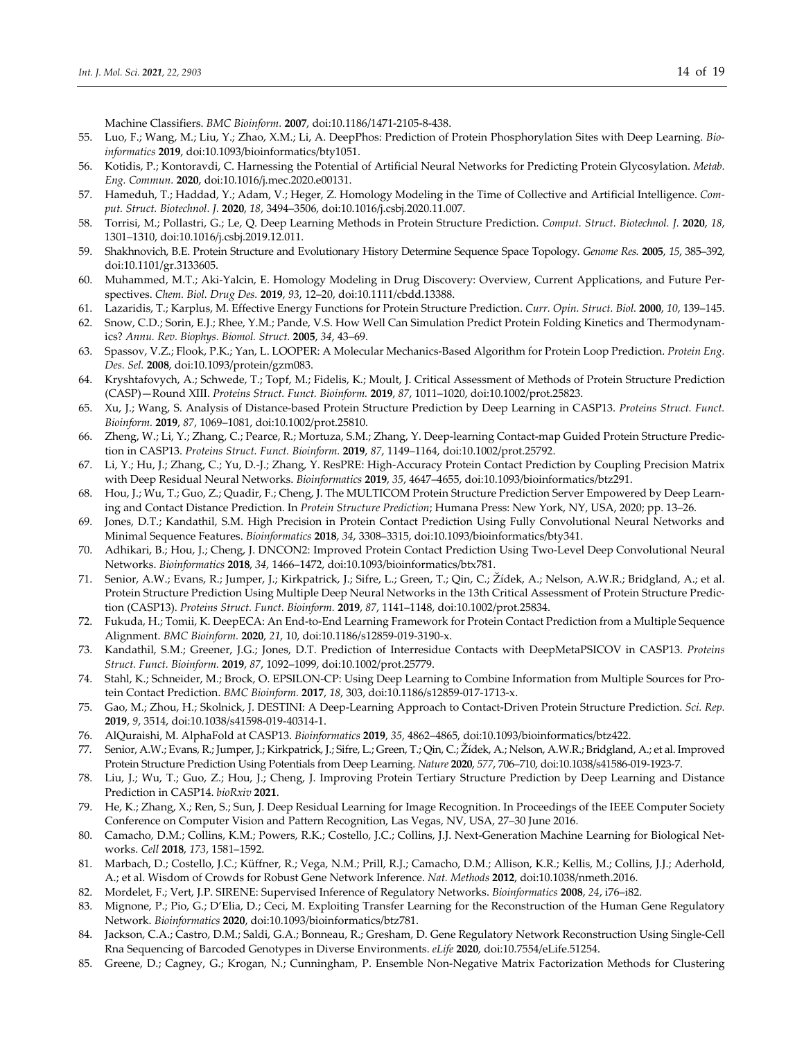Machine Classifiers. *BMC Bioinform.* **2007**, doi:10.1186/1471-2105-8-438.

55. Luo, F.; Wang, M.; Liu, Y.; Zhao, X.M.; Li, A. DeepPhos: Prediction of Protein Phosphorylation Sites with Deep Learning. *Bioinformatics* **2019**, doi:10.1093/bioinformatics/bty1051.
56. Kotidis, P.; Kontoravdi, C. Harnessing the Potential of Artificial Neural Networks for Predicting Protein Glycosylation. *Metab. Eng. Commun.* **2020**, doi:10.1016/j.mec.2020.e00131.
57. Hameduh, T.; Haddad, Y.; Adam, V.; Heger, Z. Homology Modeling in the Time of Collective and Artificial Intelligence. *Comput. Struct. Biotechnol. J.* **2020**, *18*, 3494–3506, doi:10.1016/j.csbj.2020.11.007.
58. Torrisi, M.; Pollastri, G.; Le, Q. Deep Learning Methods in Protein Structure Prediction. *Comput. Struct. Biotechnol. J.* **2020**, *18*, 1301–1310, doi:10.1016/j.csbj.2019.12.011.
59. Shakhnovich, B.E. Protein Structure and Evolutionary History Determine Sequence Space Topology. *Genome Res.* **2005**, *15*, 385–392, doi:10.1101/gr.3133605.
60. Muhammed, M.T.; Aki-Yalcin, E. Homology Modeling in Drug Discovery: Overview, Current Applications, and Future Perspectives. *Chem. Biol. Drug Des.* **2019**, *93*, 12–20, doi:10.1111/cbdd.13388.
61. Lazaridis, T.; Karplus, M. Effective Energy Functions for Protein Structure Prediction. *Curr. Opin. Struct. Biol.* **2000**, *10*, 139–145.
62. Snow, C.D.; Sorin, E.J.; Rhee, Y.M.; Pande, V.S. How Well Can Simulation Predict Protein Folding Kinetics and Thermodynamics? *Annu. Rev. Biophys. Biomol. Struct.* **2005**, *34*, 43–69.
63. Spassov, V.Z.; Flook, P.K.; Yan, L. LOOPER: A Molecular Mechanics-Based Algorithm for Protein Loop Prediction. *Protein Eng. Des. Sel.* **2008**, doi:10.1093/protein/gzm083.
64. Kryshtafovych, A.; Schwede, T.; Topf, M.; Fidelis, K.; Moult, J. Critical Assessment of Methods of Protein Structure Prediction (CASP)—Round XIII. *Proteins Struct. Funct. Bioinform.* **2019**, *87*, 1011–1020, doi:10.1002/prot.25823.
65. Xu, J.; Wang, S. Analysis of Distance-based Protein Structure Prediction by Deep Learning in CASP13. *Proteins Struct. Funct. Bioinform.* **2019**, *87*, 1069–1081, doi:10.1002/prot.25810.
66. Zheng, W.; Li, Y.; Zhang, C.; Pearce, R.; Mortuza, S.M.; Zhang, Y. Deep-learning Contact-map Guided Protein Structure Prediction in CASP13. *Proteins Struct. Funct. Bioinform.* **2019**, *87*, 1149–1164, doi:10.1002/prot.25792.
67. Li, Y.; Hu, J.; Zhang, C.; Yu, D.-J.; Zhang, Y. ResPRE: High-Accuracy Protein Contact Prediction by Coupling Precision Matrix with Deep Residual Neural Networks. *Bioinformatics* **2019**, *35*, 4647–4655, doi:10.1093/bioinformatics/btz291.
68. Hou, J.; Wu, T.; Guo, Z.; Quadir, F.; Cheng, J. The MULTICOM Protein Structure Prediction Server Empowered by Deep Learning and Contact Distance Prediction. In *Protein Structure Prediction*; Humana Press: New York, NY, USA, 2020; pp. 13–26.
69. Jones, D.T.; Kandathil, S.M. High Precision in Protein Contact Prediction Using Fully Convolutional Neural Networks and Minimal Sequence Features. *Bioinformatics* **2018**, *34*, 3308–3315, doi:10.1093/bioinformatics/bty341.
70. Adhikari, B.; Hou, J.; Cheng, J. DNCON2: Improved Protein Contact Prediction Using Two-Level Deep Convolutional Neural Networks. *Bioinformatics* **2018**, *34*, 1466–1472, doi:10.1093/bioinformatics/btx781.
71. Senior, A.W.; Evans, R.; Jumper, J.; Kirkpatrick, J.; Sifre, L.; Green, T.; Qin, C.; Žídek, A.; Nelson, A.W.R.; Bridgland, A.; et al. Protein Structure Prediction Using Multiple Deep Neural Networks in the 13th Critical Assessment of Protein Structure Prediction (CASP13). *Proteins Struct. Funct. Bioinform.* **2019**, *87*, 1141–1148, doi:10.1002/prot.25834.
72. Fukuda, H.; Tomii, K. DeepECA: An End-to-End Learning Framework for Protein Contact Prediction from a Multiple Sequence Alignment. *BMC Bioinform.* **2020**, *21*, 10, doi:10.1186/s12859-019-3190-x.
73. Kandathil, S.M.; Greener, J.G.; Jones, D.T. Prediction of Interresidue Contacts with DeepMetaPSICOV in CASP13. *Proteins Struct. Funct. Bioinform.* **2019**, *87*, 1092–1099, doi:10.1002/prot.25779.
74. Stahl, K.; Schneider, M.; Brock, O. EPSILON-CP: Using Deep Learning to Combine Information from Multiple Sources for Protein Contact Prediction. *BMC Bioinform.* **2017**, *18*, 303, doi:10.1186/s12859-017-1713-x.
75. Gao, M.; Zhou, H.; Skolnick, J. DESTINI: A Deep-Learning Approach to Contact-Driven Protein Structure Prediction. *Sci. Rep.* **2019**, *9*, 3514, doi:10.1038/s41598-019-40314-1.
76. AlQuraishi, M. AlphaFold at CASP13. *Bioinformatics* **2019**, *35*, 4862–4865, doi:10.1093/bioinformatics/btz422.
77. Senior, A.W.; Evans, R.; Jumper, J.; Kirkpatrick, J.; Sifre, L.; Green, T.; Qin, C.; Žídek, A.; Nelson, A.W.R.; Bridgland, A.; et al. Improved Protein Structure Prediction Using Potentials from Deep Learning. *Nature* **2020**, *577*, 706–710, doi:10.1038/s41586-019-1923-7.
78. Liu, J.; Wu, T.; Guo, Z.; Hou, J.; Cheng, J. Improving Protein Tertiary Structure Prediction by Deep Learning and Distance Prediction in CASP14. *bioRxiv* **2021**.
79. He, K.; Zhang, X.; Ren, S.; Sun, J. Deep Residual Learning for Image Recognition. In Proceedings of the IEEE Computer Society Conference on Computer Vision and Pattern Recognition, Las Vegas, NV, USA, 27–30 June 2016.
80. Camacho, D.M.; Collins, K.M.; Powers, R.K.; Costello, J.C.; Collins, J.J. Next-Generation Machine Learning for Biological Networks. *Cell* **2018**, *173*, 1581–1592.
81. Marbach, D.; Costello, J.C.; Küffner, R.; Vega, N.M.; Prill, R.J.; Camacho, D.M.; Allison, K.R.; Kellis, M.; Collins, J.J.; Aderhold, A.; et al. Wisdom of Crowds for Robust Gene Network Inference. *Nat. Methods* **2012**, doi:10.1038/nmeth.2016.
82. Mordelet, F.; Vert, J.P. SIRENE: Supervised Inference of Regulatory Networks. *Bioinformatics* **2008**, *24*, i76–i82.
83. Mignone, P.; Pio, G.; D'Elia, D.; Ceci, M. Exploiting Transfer Learning for the Reconstruction of the Human Gene Regulatory Network. *Bioinformatics* **2020**, doi:10.1093/bioinformatics/btz781.
84. Jackson, C.A.; Castro, D.M.; Saldi, G.A.; Bonneau, R.; Gresham, D. Gene Regulatory Network Reconstruction Using Single-Cell Rna Sequencing of Barcoded Genotypes in Diverse Environments. *eLife* **2020**, doi:10.7554/eLife.51254.
85. Greene, D.; Cagney, G.; Krogan, N.; Cunningham, P. Ensemble Non-Negative Matrix Factorization Methods for Clustering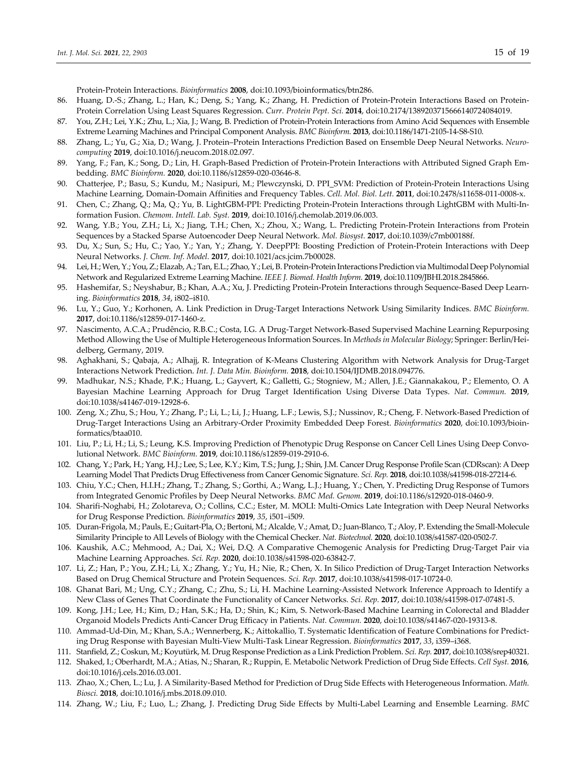Protein-Protein Interactions. *Bioinformatics* **2008**, doi:10.1093/bioinformatics/btn286.

86. Huang, D.-S.; Zhang, L.; Han, K.; Deng, S.; Yang, K.; Zhang, H. Prediction of Protein-Protein Interactions Based on Protein-Protein Correlation Using Least Squares Regression. *Curr. Protein Pept. Sci.* **2014**, doi:10.2174/1389203715666140724084019.
87. You, Z.H.; Lei, Y.K.; Zhu, L.; Xia, J.; Wang, B. Prediction of Protein-Protein Interactions from Amino Acid Sequences with Ensemble Extreme Learning Machines and Principal Component Analysis. *BMC Bioinform.* **2013**, doi:10.1186/1471-2105-14-S8-S10.
88. Zhang, L.; Yu, G.; Xia, D.; Wang, J. Protein–Protein Interactions Prediction Based on Ensemble Deep Neural Networks. *Neurocomputing* **2019**, doi:10.1016/j.neucom.2018.02.097.
89. Yang, F.; Fan, K.; Song, D.; Lin, H. Graph-Based Prediction of Protein-Protein Interactions with Attributed Signed Graph Embedding. *BMC Bioinform.* **2020**, doi:10.1186/s12859-020-03646-8.
90. Chatterjee, P.; Basu, S.; Kundu, M.; Nasipuri, M.; Plewczynski, D. PPI_SVM: Prediction of Protein-Protein Interactions Using Machine Learning, Domain-Domain Affinities and Frequency Tables. *Cell. Mol. Biol. Lett.* **2011**, doi:10.2478/s11658-011-0008-x.
91. Chen, C.; Zhang, Q.; Ma, Q.; Yu, B. LightGBM-PPI: Predicting Protein-Protein Interactions through LightGBM with Multi-Information Fusion. *Chemom. Intell. Lab. Syst.* **2019**, doi:10.1016/j.chemolab.2019.06.003.
92. Wang, Y.B.; You, Z.H.; Li, X.; Jiang, T.H.; Chen, X.; Zhou, X.; Wang, L. Predicting Protein-Protein Interactions from Protein Sequences by a Stacked Sparse Autoencoder Deep Neural Network. *Mol. Biosyst.* **2017**, doi:10.1039/c7mb00188f.
93. Du, X.; Sun, S.; Hu, C.; Yao, Y.; Yan, Y.; Zhang, Y. DeepPPI: Boosting Prediction of Protein-Protein Interactions with Deep Neural Networks. *J. Chem. Inf. Model.* **2017**, doi:10.1021/acs.jcim.7b00028.
94. Lei, H.; Wen, Y.; You, Z.; Elazab, A.; Tan, E.L.; Zhao, Y.; Lei, B. Protein-Protein Interactions Prediction via Multimodal Deep Polynomial Network and Regularized Extreme Learning Machine. *IEEE J. Biomed. Health Inform.* **2019**, doi:10.1109/JBHI.2018.2845866.
95. Hashemifar, S.; Neyshabur, B.; Khan, A.A.; Xu, J. Predicting Protein-Protein Interactions through Sequence-Based Deep Learning. *Bioinformatics* **2018**, *34*, i802–i810.
96. Lu, Y.; Guo, Y.; Korhonen, A. Link Prediction in Drug-Target Interactions Network Using Similarity Indices. *BMC Bioinform.* **2017**, doi:10.1186/s12859-017-1460-z.
97. Nascimento, A.C.A.; Prudêncio, R.B.C.; Costa, I.G. A Drug-Target Network-Based Supervised Machine Learning Repurposing Method Allowing the Use of Multiple Heterogeneous Information Sources. In *Methods in Molecular Biology*; Springer: Berlin/Heidelberg, Germany, 2019.
98. Aghakhani, S.; Qabaja, A.; Alhajj, R. Integration of K-Means Clustering Algorithm with Network Analysis for Drug-Target Interactions Network Prediction. *Int. J. Data Min. Bioinform.* **2018**, doi:10.1504/IJDMB.2018.094776.
99. Madhukar, N.S.; Khade, P.K.; Huang, L.; Gayvert, K.; Galletti, G.; Stogniew, M.; Allen, J.E.; Giannakakou, P.; Elemento, O. A Bayesian Machine Learning Approach for Drug Target Identification Using Diverse Data Types. *Nat. Commun.* **2019**, doi:10.1038/s41467-019-12928-6.
100. Zeng, X.; Zhu, S.; Hou, Y.; Zhang, P.; Li, L.; Li, J.; Huang, L.F.; Lewis, S.J.; Nussinov, R.; Cheng, F. Network-Based Prediction of Drug-Target Interactions Using an Arbitrary-Order Proximity Embedded Deep Forest. *Bioinformatics* **2020**, doi:10.1093/bioinformatics/btaa010.
101. Liu, P.; Li, H.; Li, S.; Leung, K.S. Improving Prediction of Phenotypic Drug Response on Cancer Cell Lines Using Deep Convolutional Network. *BMC Bioinform.* **2019**, doi:10.1186/s12859-019-2910-6.
102. Chang, Y.; Park, H.; Yang, H.J.; Lee, S.; Lee, K.Y.; Kim, T.S.; Jung, J.; Shin, J.M. Cancer Drug Response Profile Scan (CDRscan): A Deep Learning Model That Predicts Drug Effectiveness from Cancer Genomic Signature. *Sci. Rep.* **2018**, doi:10.1038/s41598-018-27214-6.
103. Chiu, Y.C.; Chen, H.I.H.; Zhang, T.; Zhang, S.; Gorthi, A.; Wang, L.J.; Huang, Y.; Chen, Y. Predicting Drug Response of Tumors from Integrated Genomic Profiles by Deep Neural Networks. *BMC Med. Genom.* **2019**, doi:10.1186/s12920-018-0460-9.
104. Sharifi-Noghabi, H.; Zolotareva, O.; Collins, C.C.; Ester, M. MOLI: Multi-Omics Late Integration with Deep Neural Networks for Drug Response Prediction. *Bioinformatics* **2019**, *35*, i501–i509.
105. Duran-Frigola, M.; Pauls, E.; Guitart-Pla, O.; Bertoni, M.; Alcalde, V.; Amat, D.; Juan-Blanco, T.; Aloy, P. Extending the Small-Molecule Similarity Principle to All Levels of Biology with the Chemical Checker. *Nat. Biotechnol.* **2020**, doi:10.1038/s41587-020-0502-7.
106. Kaushik, A.C.; Mehmood, A.; Dai, X.; Wei, D.Q. A Comparative Chemogenic Analysis for Predicting Drug-Target Pair via Machine Learning Approaches. *Sci. Rep.* **2020**, doi:10.1038/s41598-020-63842-7.
107. Li, Z.; Han, P.; You, Z.H.; Li, X.; Zhang, Y.; Yu, H.; Nie, R.; Chen, X. In Silico Prediction of Drug-Target Interaction Networks Based on Drug Chemical Structure and Protein Sequences. *Sci. Rep.* **2017**, doi:10.1038/s41598-017-10724-0.
108. Ghanat Bari, M.; Ung, C.Y.; Zhang, C.; Zhu, S.; Li, H. Machine Learning-Assisted Network Inference Approach to Identify a New Class of Genes That Coordinate the Functionality of Cancer Networks. *Sci. Rep.* **2017**, doi:10.1038/s41598-017-07481-5.
109. Kong, J.H.; Lee, H.; Kim, D.; Han, S.K.; Ha, D.; Shin, K.; Kim, S. Network-Based Machine Learning in Colorectal and Bladder Organoid Models Predicts Anti-Cancer Drug Efficacy in Patients. *Nat. Commun.* **2020**, doi:10.1038/s41467-020-19313-8.
110. Ammad-Ud-Din, M.; Khan, S.A.; Wennerberg, K.; Aittokallio, T. Systematic Identification of Feature Combinations for Predicting Drug Response with Bayesian Multi-View Multi-Task Linear Regression. *Bioinformatics* **2017**, *33*, i359–i368.
111. Stanfield, Z.; Coskun, M.; Koyutürk, M. Drug Response Prediction as a Link Prediction Problem. *Sci. Rep.* **2017**, doi:10.1038/srep40321.
112. Shaked, I.; Oberhardt, M.A.; Atias, N.; Sharan, R.; Ruppin, E. Metabolic Network Prediction of Drug Side Effects. *Cell Syst.* **2016**, doi:10.1016/j.cels.2016.03.001.
113. Zhao, X.; Chen, L.; Lu, J. A Similarity-Based Method for Prediction of Drug Side Effects with Heterogeneous Information. *Math. Biosci.* **2018**, doi:10.1016/j.mbs.2018.09.010.
114. Zhang, W.; Liu, F.; Luo, L.; Zhang, J. Predicting Drug Side Effects by Multi-Label Learning and Ensemble Learning. *BMC*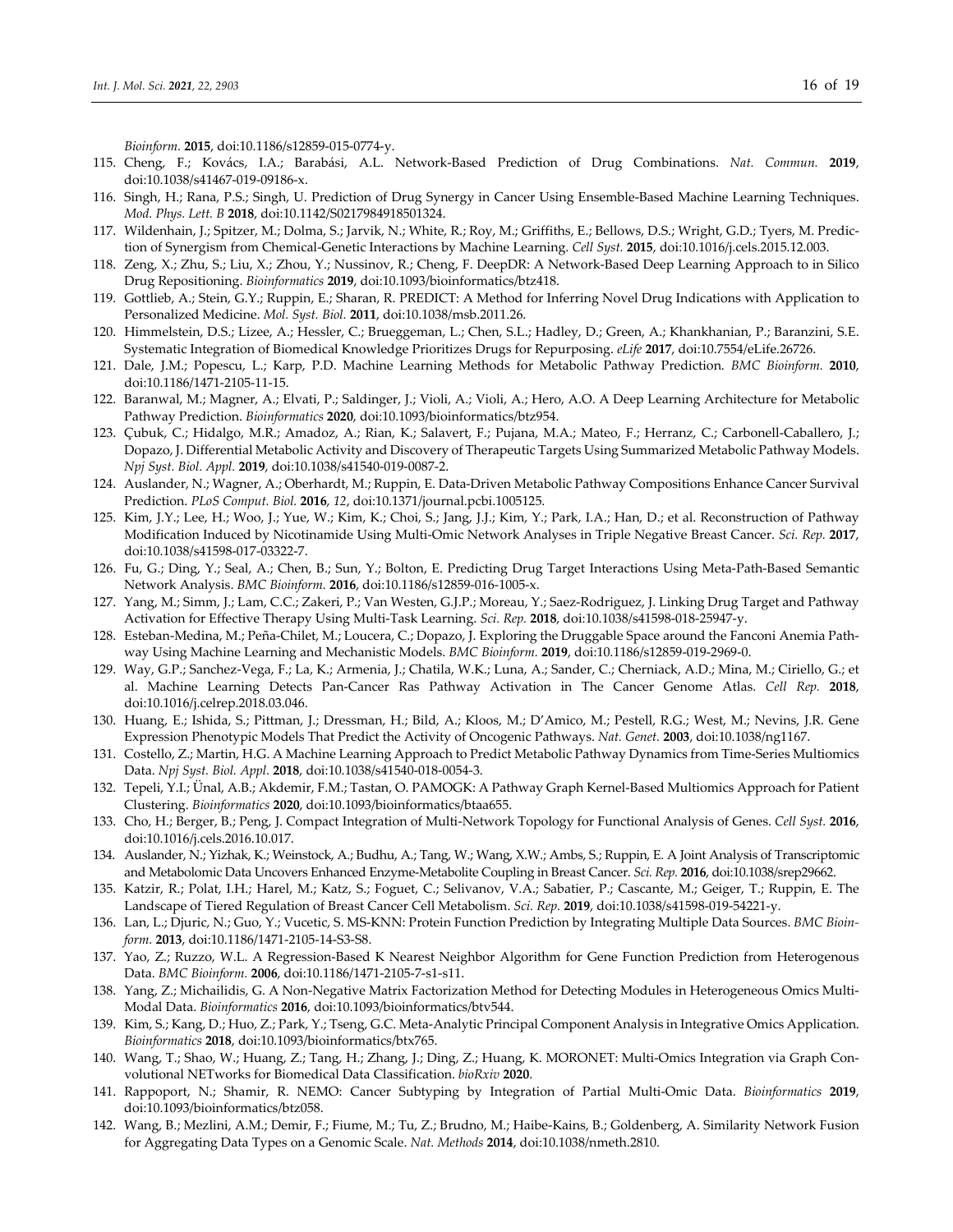*Bioinform.* **2015**, doi:10.1186/s12859-015-0774-y.

115. Cheng, F.; Kovács, I.A.; Barabási, A.L. Network-Based Prediction of Drug Combinations. *Nat. Commun.* **2019**, doi:10.1038/s41467-019-09186-x.
116. Singh, H.; Rana, P.S.; Singh, U. Prediction of Drug Synergy in Cancer Using Ensemble-Based Machine Learning Techniques. *Mod. Phys. Lett. B* **2018**, doi:10.1142/S0217984918501324.
117. Wildenhain, J.; Spitzer, M.; Dolma, S.; Jarvik, N.; White, R.; Roy, M.; Griffiths, E.; Bellows, D.S.; Wright, G.D.; Tyers, M. Prediction of Synergism from Chemical-Genetic Interactions by Machine Learning. *Cell Syst.* **2015**, doi:10.1016/j.cels.2015.12.003.
118. Zeng, X.; Zhu, S.; Liu, X.; Zhou, Y.; Nussinov, R.; Cheng, F. DeepDR: A Network-Based Deep Learning Approach to in Silico Drug Repositioning. *Bioinformatics* **2019**, doi:10.1093/bioinformatics/btz418.
119. Gottlieb, A.; Stein, G.Y.; Ruppin, E.; Sharan, R. PREDICT: A Method for Inferring Novel Drug Indications with Application to Personalized Medicine. *Mol. Syst. Biol.* **2011**, doi:10.1038/msb.2011.26.
120. Himmelstein, D.S.; Lizee, A.; Hessler, C.; Brueggeman, L.; Chen, S.L.; Hadley, D.; Green, A.; Khankhanian, P.; Baranzini, S.E. Systematic Integration of Biomedical Knowledge Prioritizes Drugs for Repurposing. *eLife* **2017**, doi:10.7554/eLife.26726.
121. Dale, J.M.; Popescu, L.; Karp, P.D. Machine Learning Methods for Metabolic Pathway Prediction. *BMC Bioinform.* **2010**, doi:10.1186/1471-2105-11-15.
122. Baranwal, M.; Magner, A.; Elvati, P.; Saldinger, J.; Violi, A.; Violi, A.; Hero, A.O. A Deep Learning Architecture for Metabolic Pathway Prediction. *Bioinformatics* **2020**, doi:10.1093/bioinformatics/btz954.
123. Çubuk, C.; Hidalgo, M.R.; Amadoz, A.; Rian, K.; Salavert, F.; Pujana, M.A.; Mateo, F.; Herranz, C.; Carbonell-Caballero, J.; Dopazo, J. Differential Metabolic Activity and Discovery of Therapeutic Targets Using Summarized Metabolic Pathway Models. *Npj Syst. Biol. Appl.* **2019**, doi:10.1038/s41540-019-0087-2.
124. Auslander, N.; Wagner, A.; Oberhardt, M.; Ruppin, E. Data-Driven Metabolic Pathway Compositions Enhance Cancer Survival Prediction. *PLoS Comput. Biol.* **2016**, *12*, doi:10.1371/journal.pcbi.1005125.
125. Kim, J.Y.; Lee, H.; Woo, J.; Yue, W.; Kim, K.; Choi, S.; Jang, J.J.; Kim, Y.; Park, I.A.; Han, D.; et al. Reconstruction of Pathway Modification Induced by Nicotinamide Using Multi-Omic Network Analyses in Triple Negative Breast Cancer. *Sci. Rep.* **2017**, doi:10.1038/s41598-017-03322-7.
126. Fu, G.; Ding, Y.; Seal, A.; Chen, B.; Sun, Y.; Bolton, E. Predicting Drug Target Interactions Using Meta-Path-Based Semantic Network Analysis. *BMC Bioinform.* **2016**, doi:10.1186/s12859-016-1005-x.
127. Yang, M.; Simm, J.; Lam, C.C.; Zakeri, P.; Van Westen, G.J.P.; Moreau, Y.; Saez-Rodriguez, J. Linking Drug Target and Pathway Activation for Effective Therapy Using Multi-Task Learning. *Sci. Rep.* **2018**, doi:10.1038/s41598-018-25947-y.
128. Esteban-Medina, M.; Peña-Chilet, M.; Loucera, C.; Dopazo, J. Exploring the Druggable Space around the Fanconi Anemia Pathway Using Machine Learning and Mechanistic Models. *BMC Bioinform.* **2019**, doi:10.1186/s12859-019-2969-0.
129. Way, G.P.; Sanchez-Vega, F.; La, K.; Armenia, J.; Chatila, W.K.; Luna, A.; Sander, C.; Cherniack, A.D.; Mina, M.; Ciriello, G.; et al. Machine Learning Detects Pan-Cancer Ras Pathway Activation in The Cancer Genome Atlas. *Cell Rep.* **2018**, doi:10.1016/j.celrep.2018.03.046.
130. Huang, E.; Ishida, S.; Pittman, J.; Dressman, H.; Bild, A.; Kloos, M.; D'Amico, M.; Pestell, R.G.; West, M.; Nevins, J.R. Gene Expression Phenotypic Models That Predict the Activity of Oncogenic Pathways. *Nat. Genet.* **2003**, doi:10.1038/ng1167.
131. Costello, Z.; Martin, H.G. A Machine Learning Approach to Predict Metabolic Pathway Dynamics from Time-Series Multiomics Data. *Npj Syst. Biol. Appl.* **2018**, doi:10.1038/s41540-018-0054-3.
132. Tepeli, Y.I.; Ünal, A.B.; Akdemir, F.M.; Tastan, O. PAMOGK: A Pathway Graph Kernel-Based Multiomics Approach for Patient Clustering. *Bioinformatics* **2020**, doi:10.1093/bioinformatics/btaa655.
133. Cho, H.; Berger, B.; Peng, J. Compact Integration of Multi-Network Topology for Functional Analysis of Genes. *Cell Syst.* **2016**, doi:10.1016/j.cels.2016.10.017.
134. Auslander, N.; Yizhak, K.; Weinstock, A.; Budhu, A.; Tang, W.; Wang, X.W.; Ambs, S.; Ruppin, E. A Joint Analysis of Transcriptomic and Metabolomic Data Uncovers Enhanced Enzyme-Metabolite Coupling in Breast Cancer. *Sci. Rep.* **2016**, doi:10.1038/srep29662.
135. Katzir, R.; Polat, I.H.; Harel, M.; Katz, S.; Foguet, C.; Selivanov, V.A.; Sabatier, P.; Cascante, M.; Geiger, T.; Ruppin, E. The Landscape of Tiered Regulation of Breast Cancer Cell Metabolism. *Sci. Rep.* **2019**, doi:10.1038/s41598-019-54221-y.
136. Lan, L.; Djuric, N.; Guo, Y.; Vucetic, S. MS-KNN: Protein Function Prediction by Integrating Multiple Data Sources. *BMC Bioinform.* **2013**, doi:10.1186/1471-2105-14-S3-S8.
137. Yao, Z.; Ruzzo, W.L. A Regression-Based K Nearest Neighbor Algorithm for Gene Function Prediction from Heterogenous Data. *BMC Bioinform.* **2006**, doi:10.1186/1471-2105-7-s1-s11.
138. Yang, Z.; Michailidis, G. A Non-Negative Matrix Factorization Method for Detecting Modules in Heterogeneous Omics Multi-Modal Data. *Bioinformatics* **2016**, doi:10.1093/bioinformatics/btv544.
139. Kim, S.; Kang, D.; Huo, Z.; Park, Y.; Tseng, G.C. Meta-Analytic Principal Component Analysis in Integrative Omics Application. *Bioinformatics* **2018**, doi:10.1093/bioinformatics/btx765.
140. Wang, T.; Shao, W.; Huang, Z.; Tang, H.; Zhang, J.; Ding, Z.; Huang, K. MORONET: Multi-Omics Integration via Graph Convolutional NETworks for Biomedical Data Classification. *bioRxiv* **2020**.
141. Rappoport, N.; Shamir, R. NEMO: Cancer Subtyping by Integration of Partial Multi-Omic Data. *Bioinformatics* **2019**, doi:10.1093/bioinformatics/btz058.
142. Wang, B.; Mezlini, A.M.; Demir, F.; Fiume, M.; Tu, Z.; Brudno, M.; Haibe-Kains, B.; Goldenberg, A. Similarity Network Fusion for Aggregating Data Types on a Genomic Scale. *Nat. Methods* **2014**, doi:10.1038/nmeth.2810.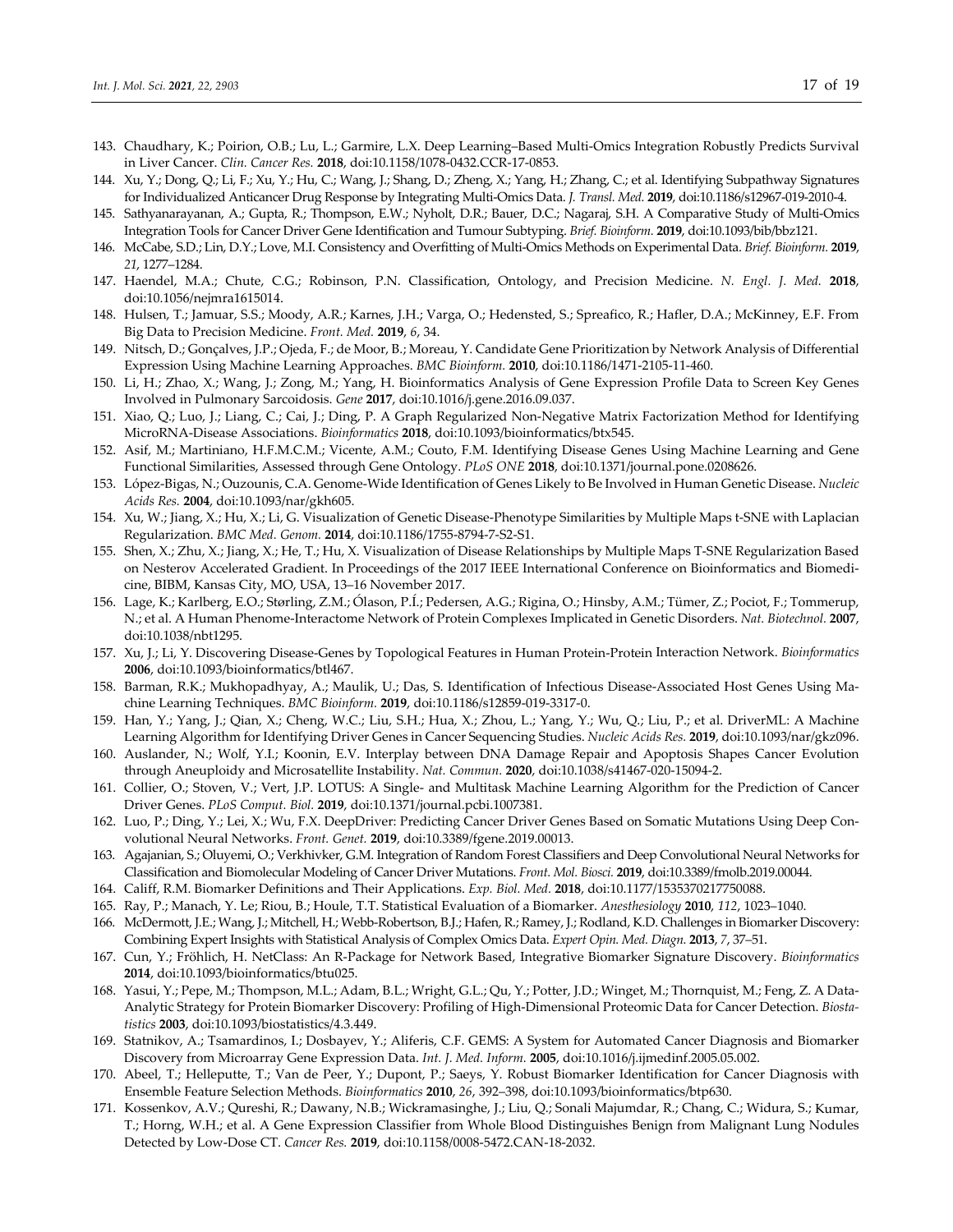143. Chaudhary, K.; Poirion, O.B.; Lu, L.; Garmire, L.X. Deep Learning–Based Multi-Omics Integration Robustly Predicts Survival in Liver Cancer. *Clin. Cancer Res.* **2018**, doi:10.1158/1078-0432.CCR-17-0853.
144. Xu, Y.; Dong, Q.; Li, F.; Xu, Y.; Hu, C.; Wang, J.; Shang, D.; Zheng, X.; Yang, H.; Zhang, C.; et al. Identifying Subpathway Signatures for Individualized Anticancer Drug Response by Integrating Multi-Omics Data. *J. Transl. Med.* **2019**, doi:10.1186/s12967-019-2010-4.
145. Sathyanarayanan, A.; Gupta, R.; Thompson, E.W.; Nyholt, D.R.; Bauer, D.C.; Nagaraj, S.H. A Comparative Study of Multi-Omics Integration Tools for Cancer Driver Gene Identification and Tumour Subtyping. *Brief. Bioinform.* **2019**, doi:10.1093/bib/bbz121.
146. McCabe, S.D.; Lin, D.Y.; Love, M.I. Consistency and Overfitting of Multi-Omics Methods on Experimental Data. *Brief. Bioinform.* **2019**, *21*, 1277–1284.
147. Haendel, M.A.; Chute, C.G.; Robinson, P.N. Classification, Ontology, and Precision Medicine. *N. Engl. J. Med.* **2018**, doi:10.1056/nejmra1615014.
148. Hulsen, T.; Jamuar, S.S.; Moody, A.R.; Karnes, J.H.; Varga, O.; Hedensted, S.; Spreafico, R.; Hafler, D.A.; McKinney, E.F. From Big Data to Precision Medicine. *Front. Med.* **2019**, *6*, 34.
149. Nitsch, D.; Gonçalves, J.P.; Ojeda, F.; de Moor, B.; Moreau, Y. Candidate Gene Prioritization by Network Analysis of Differential Expression Using Machine Learning Approaches. *BMC Bioinform.* **2010**, doi:10.1186/1471-2105-11-460.
150. Li, H.; Zhao, X.; Wang, J.; Zong, M.; Yang, H. Bioinformatics Analysis of Gene Expression Profile Data to Screen Key Genes Involved in Pulmonary Sarcoidosis. *Gene* **2017**, doi:10.1016/j.gene.2016.09.037.
151. Xiao, Q.; Luo, J.; Liang, C.; Cai, J.; Ding, P. A Graph Regularized Non-Negative Matrix Factorization Method for Identifying MicroRNA-Disease Associations. *Bioinformatics* **2018**, doi:10.1093/bioinformatics/btx545.
152. Asif, M.; Martiniano, H.F.M.C.M.; Vicente, A.M.; Couto, F.M. Identifying Disease Genes Using Machine Learning and Gene Functional Similarities, Assessed through Gene Ontology. *PLoS ONE* **2018**, doi:10.1371/journal.pone.0208626.
153. López-Bigas, N.; Ouzounis, C.A. Genome-Wide Identification of Genes Likely to Be Involved in Human Genetic Disease. *Nucleic Acids Res.* **2004**, doi:10.1093/nar/gkh605.
154. Xu, W.; Jiang, X.; Hu, X.; Li, G. Visualization of Genetic Disease-Phenotype Similarities by Multiple Maps t-SNE with Laplacian Regularization. *BMC Med. Genom.* **2014**, doi:10.1186/1755-8794-7-S2-S1.
155. Shen, X.; Zhu, X.; Jiang, X.; He, T.; Hu, X. Visualization of Disease Relationships by Multiple Maps T-SNE Regularization Based on Nesterov Accelerated Gradient. In Proceedings of the 2017 IEEE International Conference on Bioinformatics and Biomedicine, BIBM, Kansas City, MO, USA, 13–16 November 2017.
156. Lage, K.; Karlberg, E.O.; Størling, Z.M.; Ólason, P.Í.; Pedersen, A.G.; Rigina, O.; Hinsby, A.M.; Tümer, Z.; Pociot, F.; Tommerup, N.; et al. A Human Phenome-Interactome Network of Protein Complexes Implicated in Genetic Disorders. *Nat. Biotechnol.* **2007**, doi:10.1038/nbt1295.
157. Xu, J.; Li, Y. Discovering Disease-Genes by Topological Features in Human Protein-Protein Interaction Network. *Bioinformatics* **2006**, doi:10.1093/bioinformatics/btl467.
158. Barman, R.K.; Mukhopadhyay, A.; Maulik, U.; Das, S. Identification of Infectious Disease-Associated Host Genes Using Machine Learning Techniques. *BMC Bioinform.* **2019**, doi:10.1186/s12859-019-3317-0.
159. Han, Y.; Yang, J.; Qian, X.; Cheng, W.C.; Liu, S.H.; Hua, X.; Zhou, L.; Yang, Y.; Wu, Q.; Liu, P.; et al. DriverML: A Machine Learning Algorithm for Identifying Driver Genes in Cancer Sequencing Studies. *Nucleic Acids Res.* **2019**, doi:10.1093/nar/gkz096.
160. Auslander, N.; Wolf, Y.I.; Koonin, E.V. Interplay between DNA Damage Repair and Apoptosis Shapes Cancer Evolution through Aneuploidy and Microsatellite Instability. *Nat. Commun.* **2020**, doi:10.1038/s41467-020-15094-2.
161. Collier, O.; Stoven, V.; Vert, J.P. LOTUS: A Single- and Multitask Machine Learning Algorithm for the Prediction of Cancer Driver Genes. *PLoS Comput. Biol.* **2019**, doi:10.1371/journal.pcbi.1007381.
162. Luo, P.; Ding, Y.; Lei, X.; Wu, F.X. DeepDriver: Predicting Cancer Driver Genes Based on Somatic Mutations Using Deep Convolutional Neural Networks. *Front. Genet.* **2019**, doi:10.3389/fgene.2019.00013.
163. Agajanian, S.; Oluyemi, O.; Verkhivker, G.M. Integration of Random Forest Classifiers and Deep Convolutional Neural Networks for Classification and Biomolecular Modeling of Cancer Driver Mutations. *Front. Mol. Biosci.* **2019**, doi:10.3389/fmolb.2019.00044.
164. Califf, R.M. Biomarker Definitions and Their Applications. *Exp. Biol. Med.* **2018**, doi:10.1177/1535370217750088.
165. Ray, P.; Manach, Y. Le; Riou, B.; Houle, T.T. Statistical Evaluation of a Biomarker. *Anesthesiology* **2010**, *112*, 1023–1040.
166. McDermott, J.E.; Wang, J.; Mitchell, H.; Webb-Robertson, B.J.; Hafen, R.; Ramey, J.; Rodland, K.D. Challenges in Biomarker Discovery: Combining Expert Insights with Statistical Analysis of Complex Omics Data. *Expert Opin. Med. Diagn.* **2013**, *7*, 37–51.
167. Cun, Y.; Fröhlich, H. NetClass: An R-Package for Network Based, Integrative Biomarker Signature Discovery. *Bioinformatics* **2014**, doi:10.1093/bioinformatics/btu025.
168. Yasui, Y.; Pepe, M.; Thompson, M.L.; Adam, B.L.; Wright, G.L.; Qu, Y.; Potter, J.D.; Winget, M.; Thornquist, M.; Feng, Z. A Data-Analytic Strategy for Protein Biomarker Discovery: Profiling of High-Dimensional Proteomic Data for Cancer Detection. *Biostatistics* **2003**, doi:10.1093/biostatistics/4.3.449.
169. Statnikov, A.; Tsamardinos, I.; Dosbayev, Y.; Aliferis, C.F. GEMS: A System for Automated Cancer Diagnosis and Biomarker Discovery from Microarray Gene Expression Data. *Int. J. Med. Inform.* **2005**, doi:10.1016/j.ijmedinf.2005.05.002.
170. Abeel, T.; Helleputte, T.; Van de Peer, Y.; Dupont, P.; Saeys, Y. Robust Biomarker Identification for Cancer Diagnosis with Ensemble Feature Selection Methods. *Bioinformatics* **2010**, *26*, 392–398, doi:10.1093/bioinformatics/btp630.
171. Kossenkov, A.V.; Qureshi, R.; Dawany, N.B.; Wickramasinghe, J.; Liu, Q.; Sonali Majumdar, R.; Chang, C.; Widura, S.; Kumar, T.; Horng, W.H.; et al. A Gene Expression Classifier from Whole Blood Distinguishes Benign from Malignant Lung Nodules Detected by Low-Dose CT. *Cancer Res.* **2019**, doi:10.1158/0008-5472.CAN-18-2032.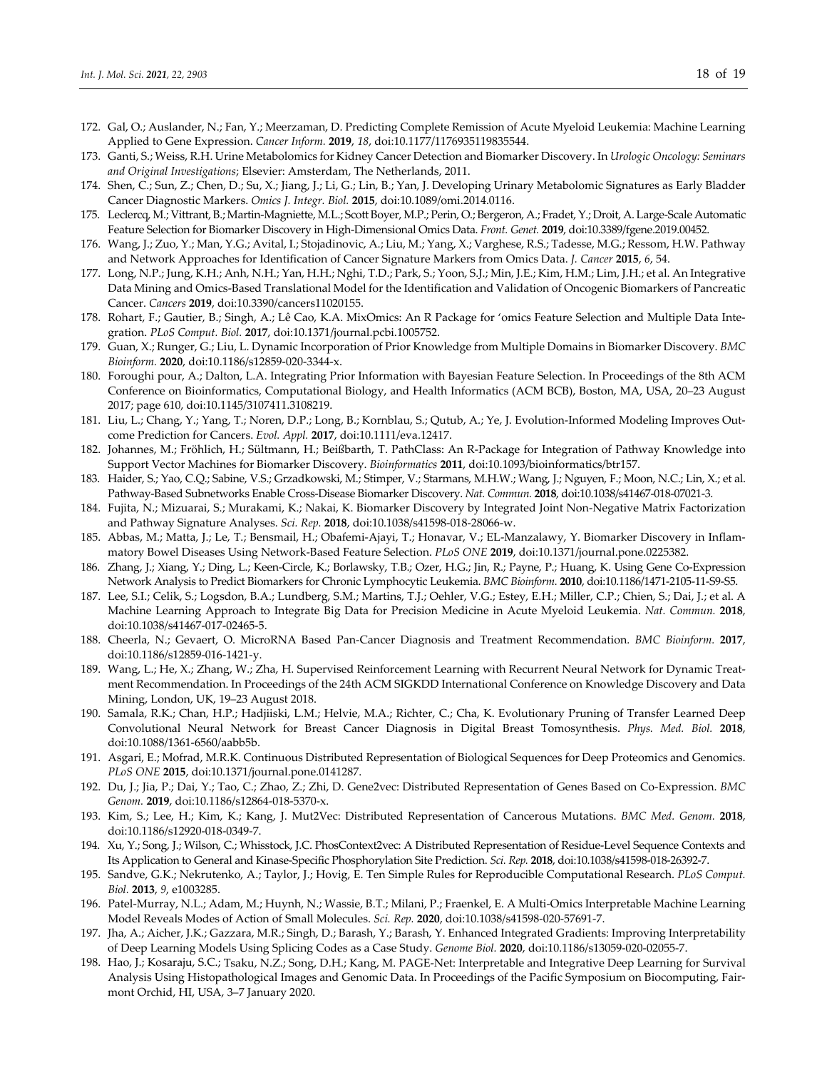172. Gal, O.; Auslander, N.; Fan, Y.; Meerzaman, D. Predicting Complete Remission of Acute Myeloid Leukemia: Machine Learning Applied to Gene Expression. *Cancer Inform.* **2019**, *18*, doi:10.1177/1176935119835544.
173. Ganti, S.; Weiss, R.H. Urine Metabolomics for Kidney Cancer Detection and Biomarker Discovery. In *Urologic Oncology: Seminars and Original Investigations*; Elsevier: Amsterdam, The Netherlands, 2011.
174. Shen, C.; Sun, Z.; Chen, D.; Su, X.; Jiang, J.; Li, G.; Lin, B.; Yan, J. Developing Urinary Metabolomic Signatures as Early Bladder Cancer Diagnostic Markers. *Omics J. Integr. Biol.* **2015**, doi:10.1089/omi.2014.0116.
175. Leclercq, M.; Vittrant, B.; Martin-Magniette, M.L.; Scott Boyer, M.P.; Perin, O.; Bergeron, A.; Fradet, Y.; Droit, A. Large-Scale Automatic Feature Selection for Biomarker Discovery in High-Dimensional Omics Data. *Front. Genet.* **2019**, doi:10.3389/fgene.2019.00452.
176. Wang, J.; Zuo, Y.; Man, Y.G.; Avital, I.; Stojadinovic, A.; Liu, M.; Yang, X.; Varghese, R.S.; Tadesse, M.G.; Ressom, H.W. Pathway and Network Approaches for Identification of Cancer Signature Markers from Omics Data. *J. Cancer* **2015**, *6*, 54.
177. Long, N.P.; Jung, K.H.; Anh, N.H.; Yan, H.H.; Nghi, T.D.; Park, S.; Yoon, S.J.; Min, J.E.; Kim, H.M.; Lim, J.H.; et al. An Integrative Data Mining and Omics-Based Translational Model for the Identification and Validation of Oncogenic Biomarkers of Pancreatic Cancer. *Cancers* **2019**, doi:10.3390/cancers11020155.
178. Rohart, F.; Gautier, B.; Singh, A.; Lê Cao, K.A. MixOmics: An R Package for 'omics Feature Selection and Multiple Data Integration. *PLoS Comput. Biol.* **2017**, doi:10.1371/journal.pcbi.1005752.
179. Guan, X.; Runger, G.; Liu, L. Dynamic Incorporation of Prior Knowledge from Multiple Domains in Biomarker Discovery. *BMC Bioinform.* **2020**, doi:10.1186/s12859-020-3344-x.
180. Foroughi pour, A.; Dalton, L.A. Integrating Prior Information with Bayesian Feature Selection. In Proceedings of the 8th ACM Conference on Bioinformatics, Computational Biology, and Health Informatics (ACM BCB), Boston, MA, USA, 20–23 August 2017; page 610, doi:10.1145/3107411.3108219.
181. Liu, L.; Chang, Y.; Yang, T.; Noren, D.P.; Long, B.; Kornblau, S.; Qutub, A.; Ye, J. Evolution-Informed Modeling Improves Outcome Prediction for Cancers. *Evol. Appl.* **2017**, doi:10.1111/eva.12417.
182. Johannes, M.; Fröhlich, H.; Sültmann, H.; Beißbarth, T. PathClass: An R-Package for Integration of Pathway Knowledge into Support Vector Machines for Biomarker Discovery. *Bioinformatics* **2011**, doi:10.1093/bioinformatics/btr157.
183. Haider, S.; Yao, C.Q.; Sabine, V.S.; Grzadkowski, M.; Stimper, V.; Starmans, M.H.W.; Wang, J.; Nguyen, F.; Moon, N.C.; Lin, X.; et al. Pathway-Based Subnetworks Enable Cross-Disease Biomarker Discovery. *Nat. Commun.* **2018**, doi:10.1038/s41467-018-07021-3.
184. Fujita, N.; Mizuarai, S.; Murakami, K.; Nakai, K. Biomarker Discovery by Integrated Joint Non-Negative Matrix Factorization and Pathway Signature Analyses. *Sci. Rep.* **2018**, doi:10.1038/s41598-018-28066-w.
185. Abbas, M.; Matta, J.; Le, T.; Bensmail, H.; Obafemi-Ajayi, T.; Honavar, V.; EL-Manzalawy, Y. Biomarker Discovery in Inflammatory Bowel Diseases Using Network-Based Feature Selection. *PLoS ONE* **2019**, doi:10.1371/journal.pone.0225382.
186. Zhang, J.; Xiang, Y.; Ding, L.; Keen-Circle, K.; Borlawsky, T.B.; Ozer, H.G.; Jin, R.; Payne, P.; Huang, K. Using Gene Co-Expression Network Analysis to Predict Biomarkers for Chronic Lymphocytic Leukemia. *BMC Bioinform.* **2010**, doi:10.1186/1471-2105-11-S9-S5.
187. Lee, S.I.; Celik, S.; Logsdon, B.A.; Lundberg, S.M.; Martins, T.J.; Oehler, V.G.; Estey, E.H.; Miller, C.P.; Chien, S.; Dai, J.; et al. A Machine Learning Approach to Integrate Big Data for Precision Medicine in Acute Myeloid Leukemia. *Nat. Commun.* **2018**, doi:10.1038/s41467-017-02465-5.
188. Cheerla, N.; Gevaert, O. MicroRNA Based Pan-Cancer Diagnosis and Treatment Recommendation. *BMC Bioinform.* **2017**, doi:10.1186/s12859-016-1421-y.
189. Wang, L.; He, X.; Zhang, W.; Zha, H. Supervised Reinforcement Learning with Recurrent Neural Network for Dynamic Treatment Recommendation. In Proceedings of the 24th ACM SIGKDD International Conference on Knowledge Discovery and Data Mining, London, UK, 19–23 August 2018.
190. Samala, R.K.; Chan, H.P.; Hadjiiski, L.M.; Helvie, M.A.; Richter, C.; Cha, K. Evolutionary Pruning of Transfer Learned Deep Convolutional Neural Network for Breast Cancer Diagnosis in Digital Breast Tomosynthesis. *Phys. Med. Biol.* **2018**, doi:10.1088/1361-6560/aabb5b.
191. Asgari, E.; Mofrad, M.R.K. Continuous Distributed Representation of Biological Sequences for Deep Proteomics and Genomics. *PLoS ONE* **2015**, doi:10.1371/journal.pone.0141287.
192. Du, J.; Jia, P.; Dai, Y.; Tao, C.; Zhao, Z.; Zhi, D. Gene2vec: Distributed Representation of Genes Based on Co-Expression. *BMC Genom.* **2019**, doi:10.1186/s12864-018-5370-x.
193. Kim, S.; Lee, H.; Kim, K.; Kang, J. Mut2Vec: Distributed Representation of Cancerous Mutations. *BMC Med. Genom.* **2018**, doi:10.1186/s12920-018-0349-7.
194. Xu, Y.; Song, J.; Wilson, C.; Whisstock, J.C. PhosContext2vec: A Distributed Representation of Residue-Level Sequence Contexts and Its Application to General and Kinase-Specific Phosphorylation Site Prediction. *Sci. Rep.* **2018**, doi:10.1038/s41598-018-26392-7.
195. Sandve, G.K.; Nekrutenko, A.; Taylor, J.; Hovig, E. Ten Simple Rules for Reproducible Computational Research. *PLoS Comput. Biol.* **2013**, *9*, e1003285.
196. Patel-Murray, N.L.; Adam, M.; Huynh, N.; Wassie, B.T.; Milani, P.; Fraenkel, E. A Multi-Omics Interpretable Machine Learning Model Reveals Modes of Action of Small Molecules. *Sci. Rep.* **2020**, doi:10.1038/s41598-020-57691-7.
197. Jha, A.; Aicher, J.K.; Gazzara, M.R.; Singh, D.; Barash, Y.; Barash, Y. Enhanced Integrated Gradients: Improving Interpretability of Deep Learning Models Using Splicing Codes as a Case Study. *Genome Biol.* **2020**, doi:10.1186/s13059-020-02055-7.
198. Hao, J.; Kosaraju, S.C.; Tsaku, N.Z.; Song, D.H.; Kang, M. PAGE-Net: Interpretable and Integrative Deep Learning for Survival Analysis Using Histopathological Images and Genomic Data. In Proceedings of the Pacific Symposium on Biocomputing, Fairmont Orchid, HI, USA, 3–7 January 2020.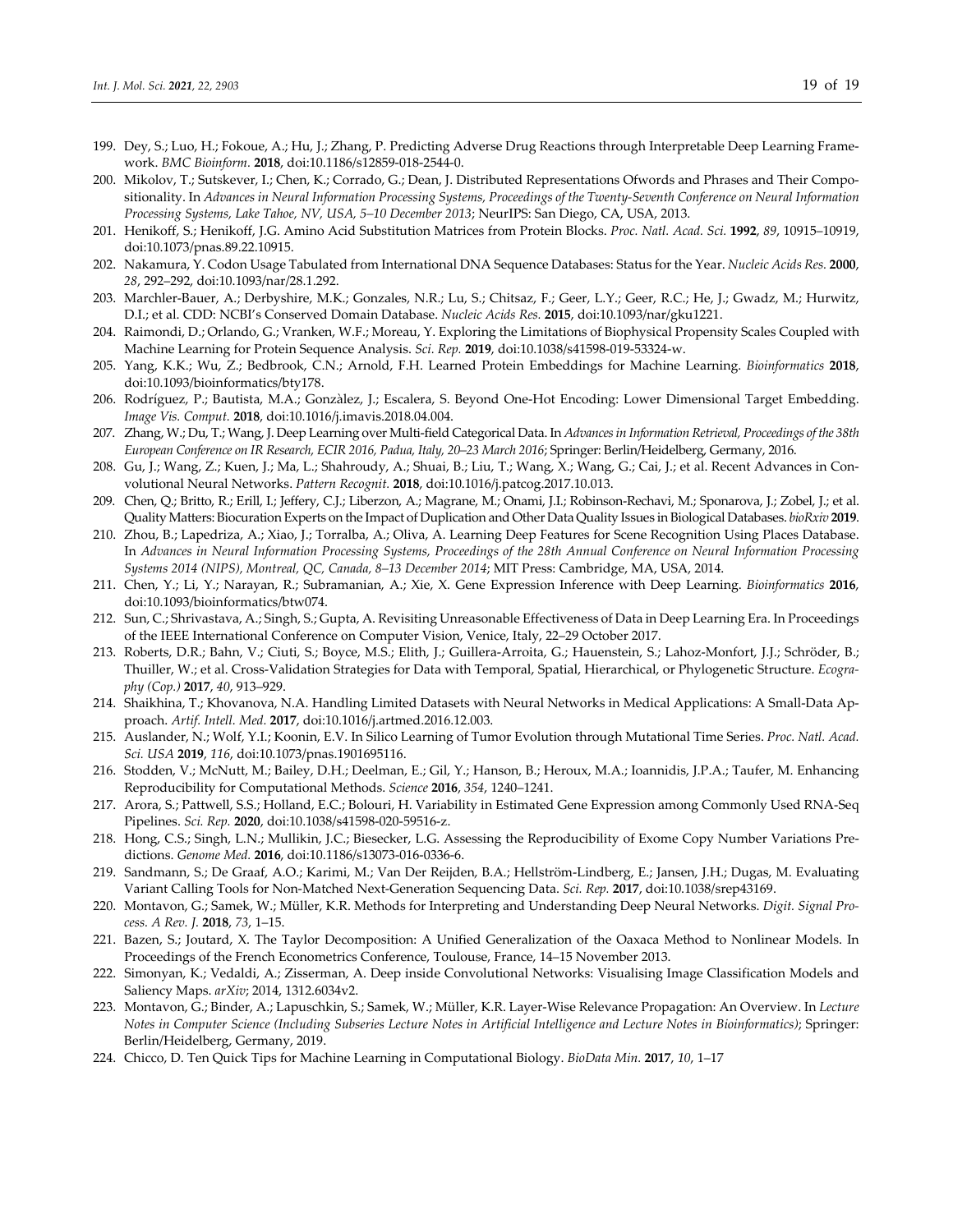199. Dey, S.; Luo, H.; Fokoue, A.; Hu, J.; Zhang, P. Predicting Adverse Drug Reactions through Interpretable Deep Learning Framework. *BMC Bioinform.* **2018**, doi:10.1186/s12859-018-2544-0.
200. Mikolov, T.; Sutskever, I.; Chen, K.; Corrado, G.; Dean, J. Distributed Representations Ofwords and Phrases and Their Compositionality. In *Advances in Neural Information Processing Systems, Proceedings of the Twenty-Seventh Conference on Neural Information Processing Systems, Lake Tahoe, NV, USA, 5–10 December 2013*; NeurIPS: San Diego, CA, USA, 2013.
201. Henikoff, S.; Henikoff, J.G. Amino Acid Substitution Matrices from Protein Blocks. *Proc. Natl. Acad. Sci.* **1992**, *89*, 10915–10919, doi:10.1073/pnas.89.22.10915.
202. Nakamura, Y. Codon Usage Tabulated from International DNA Sequence Databases: Status for the Year. *Nucleic Acids Res.* **2000**, *28*, 292–292, doi:10.1093/nar/28.1.292.
203. Marchler-Bauer, A.; Derbyshire, M.K.; Gonzales, N.R.; Lu, S.; Chitsaz, F.; Geer, L.Y.; Geer, R.C.; He, J.; Gwadz, M.; Hurwitz, D.I.; et al. CDD: NCBI's Conserved Domain Database. *Nucleic Acids Res.* **2015**, doi:10.1093/nar/gku1221.
204. Raimondi, D.; Orlando, G.; Vranken, W.F.; Moreau, Y. Exploring the Limitations of Biophysical Propensity Scales Coupled with Machine Learning for Protein Sequence Analysis. *Sci. Rep.* **2019**, doi:10.1038/s41598-019-53324-w.
205. Yang, K.K.; Wu, Z.; Bedbrook, C.N.; Arnold, F.H. Learned Protein Embeddings for Machine Learning. *Bioinformatics* **2018**, doi:10.1093/bioinformatics/bty178.
206. Rodríguez, P.; Bautista, M.A.; Gonzàlez, J.; Escalera, S. Beyond One-Hot Encoding: Lower Dimensional Target Embedding. *Image Vis. Comput.* **2018**, doi:10.1016/j.imavis.2018.04.004.
207. Zhang, W.; Du, T.; Wang, J. Deep Learning over Multi-field Categorical Data. In *Advances in Information Retrieval, Proceedings of the 38th European Conference on IR Research, ECIR 2016, Padua, Italy, 20–23 March 2016*; Springer: Berlin/Heidelberg, Germany, 2016.
208. Gu, J.; Wang, Z.; Kuen, J.; Ma, L.; Shahroudy, A.; Shuai, B.; Liu, T.; Wang, X.; Wang, G.; Cai, J.; et al. Recent Advances in Convolutional Neural Networks. *Pattern Recognit.* **2018**, doi:10.1016/j.patcog.2017.10.013.
209. Chen, Q.; Britto, R.; Erill, I.; Jeffery, C.J.; Liberzon, A.; Magrane, M.; Onami, J.I.; Robinson-Rechavi, M.; Sponarova, J.; Zobel, J.; et al. Quality Matters: Biocuration Experts on the Impact of Duplication and Other Data Quality Issues in Biological Databases. *bioRxiv* **2019**.
210. Zhou, B.; Lapedriza, A.; Xiao, J.; Torralba, A.; Oliva, A. Learning Deep Features for Scene Recognition Using Places Database. In *Advances in Neural Information Processing Systems, Proceedings of the 28th Annual Conference on Neural Information Processing Systems 2014 (NIPS), Montreal, QC, Canada, 8–13 December 2014*; MIT Press: Cambridge, MA, USA, 2014.
211. Chen, Y.; Li, Y.; Narayan, R.; Subramanian, A.; Xie, X. Gene Expression Inference with Deep Learning. *Bioinformatics* **2016**, doi:10.1093/bioinformatics/btw074.
212. Sun, C.; Shrivastava, A.; Singh, S.; Gupta, A. Revisiting Unreasonable Effectiveness of Data in Deep Learning Era. In Proceedings of the IEEE International Conference on Computer Vision, Venice, Italy, 22–29 October 2017.
213. Roberts, D.R.; Bahn, V.; Ciuti, S.; Boyce, M.S.; Elith, J.; Guillera-Arroita, G.; Hauenstein, S.; Lahoz-Monfort, J.J.; Schröder, B.; Thuiller, W.; et al. Cross-Validation Strategies for Data with Temporal, Spatial, Hierarchical, or Phylogenetic Structure. *Ecography (Cop.)* **2017**, *40*, 913–929.
214. Shaikhina, T.; Khovanova, N.A. Handling Limited Datasets with Neural Networks in Medical Applications: A Small-Data Approach. *Artif. Intell. Med.* **2017**, doi:10.1016/j.artmed.2016.12.003.
215. Auslander, N.; Wolf, Y.I.; Koonin, E.V. In Silico Learning of Tumor Evolution through Mutational Time Series. *Proc. Natl. Acad. Sci. USA* **2019**, *116*, doi:10.1073/pnas.1901695116.
216. Stodden, V.; McNutt, M.; Bailey, D.H.; Deelman, E.; Gil, Y.; Hanson, B.; Heroux, M.A.; Ioannidis, J.P.A.; Taufer, M. Enhancing Reproducibility for Computational Methods. *Science* **2016**, *354*, 1240–1241.
217. Arora, S.; Pattwell, S.S.; Holland, E.C.; Bolouri, H. Variability in Estimated Gene Expression among Commonly Used RNA-Seq Pipelines. *Sci. Rep.* **2020**, doi:10.1038/s41598-020-59516-z.
218. Hong, C.S.; Singh, L.N.; Mullikin, J.C.; Biesecker, L.G. Assessing the Reproducibility of Exome Copy Number Variations Predictions. *Genome Med.* **2016**, doi:10.1186/s13073-016-0336-6.
219. Sandmann, S.; De Graaf, A.O.; Karimi, M.; Van Der Reijden, B.A.; Hellström-Lindberg, E.; Jansen, J.H.; Dugas, M. Evaluating Variant Calling Tools for Non-Matched Next-Generation Sequencing Data. *Sci. Rep.* **2017**, doi:10.1038/srep43169.
220. Montavon, G.; Samek, W.; Müller, K.R. Methods for Interpreting and Understanding Deep Neural Networks. *Digit. Signal Process. A Rev. J.* **2018**, *73*, 1–15.
221. Bazen, S.; Joutard, X. The Taylor Decomposition: A Unified Generalization of the Oaxaca Method to Nonlinear Models. In Proceedings of the French Econometrics Conference, Toulouse, France, 14–15 November 2013.
222. Simonyan, K.; Vedaldi, A.; Zisserman, A. Deep inside Convolutional Networks: Visualising Image Classification Models and Saliency Maps. *arXiv*; 2014, 1312.6034v2.
223. Montavon, G.; Binder, A.; Lapuschkin, S.; Samek, W.; Müller, K.R. Layer-Wise Relevance Propagation: An Overview. In *Lecture Notes in Computer Science (Including Subseries Lecture Notes in Artificial Intelligence and Lecture Notes in Bioinformatics)*; Springer: Berlin/Heidelberg, Germany, 2019.
224. Chicco, D. Ten Quick Tips for Machine Learning in Computational Biology. *BioData Min.* **2017**, *10*, 1–17